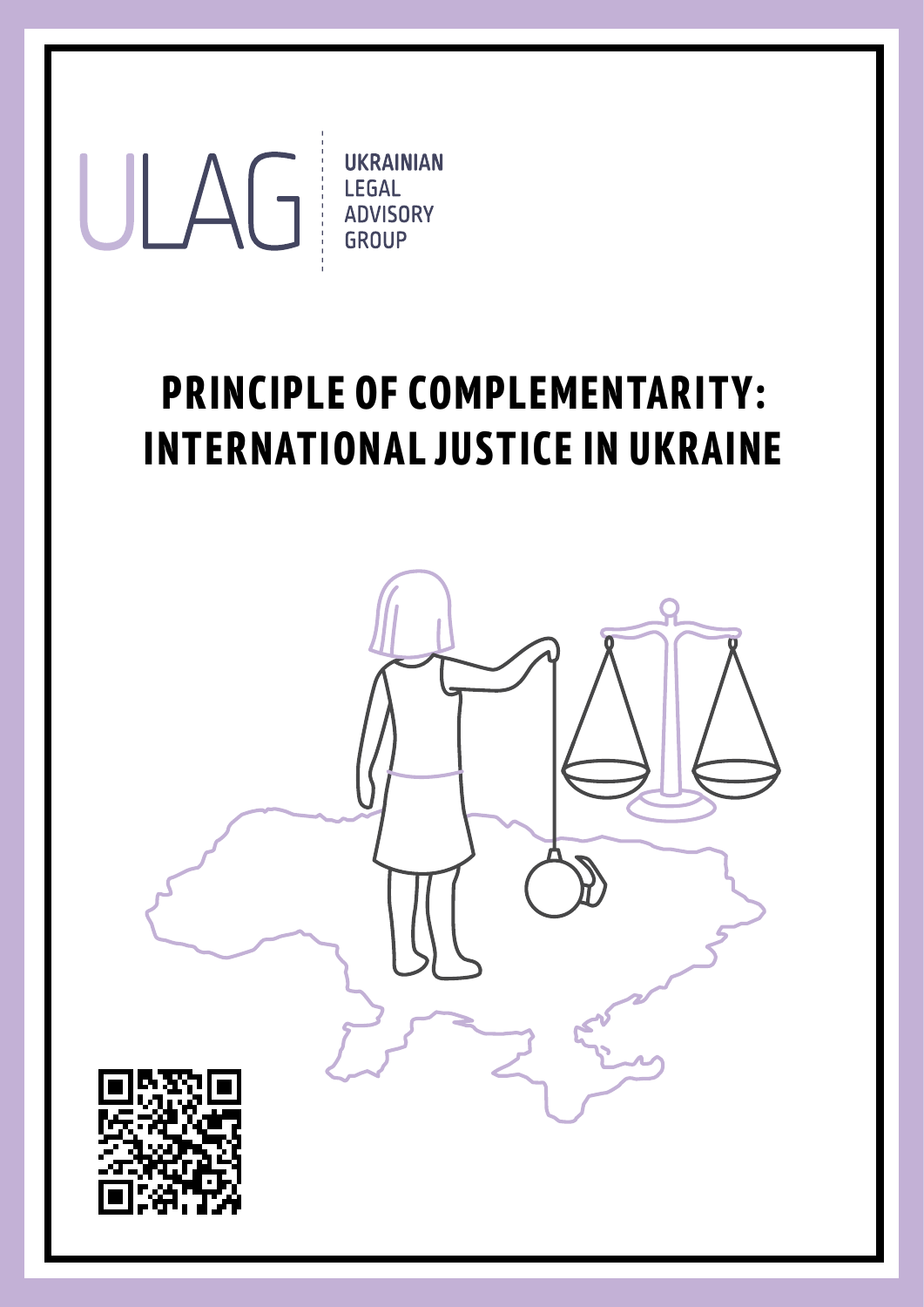ULAG

UKRAINIAN LEGAL ADVISORY GROUP

# PRINCIPLE OF COMPLEMENTARITY: INTERNATIONAL JUSTICE IN UKRAINE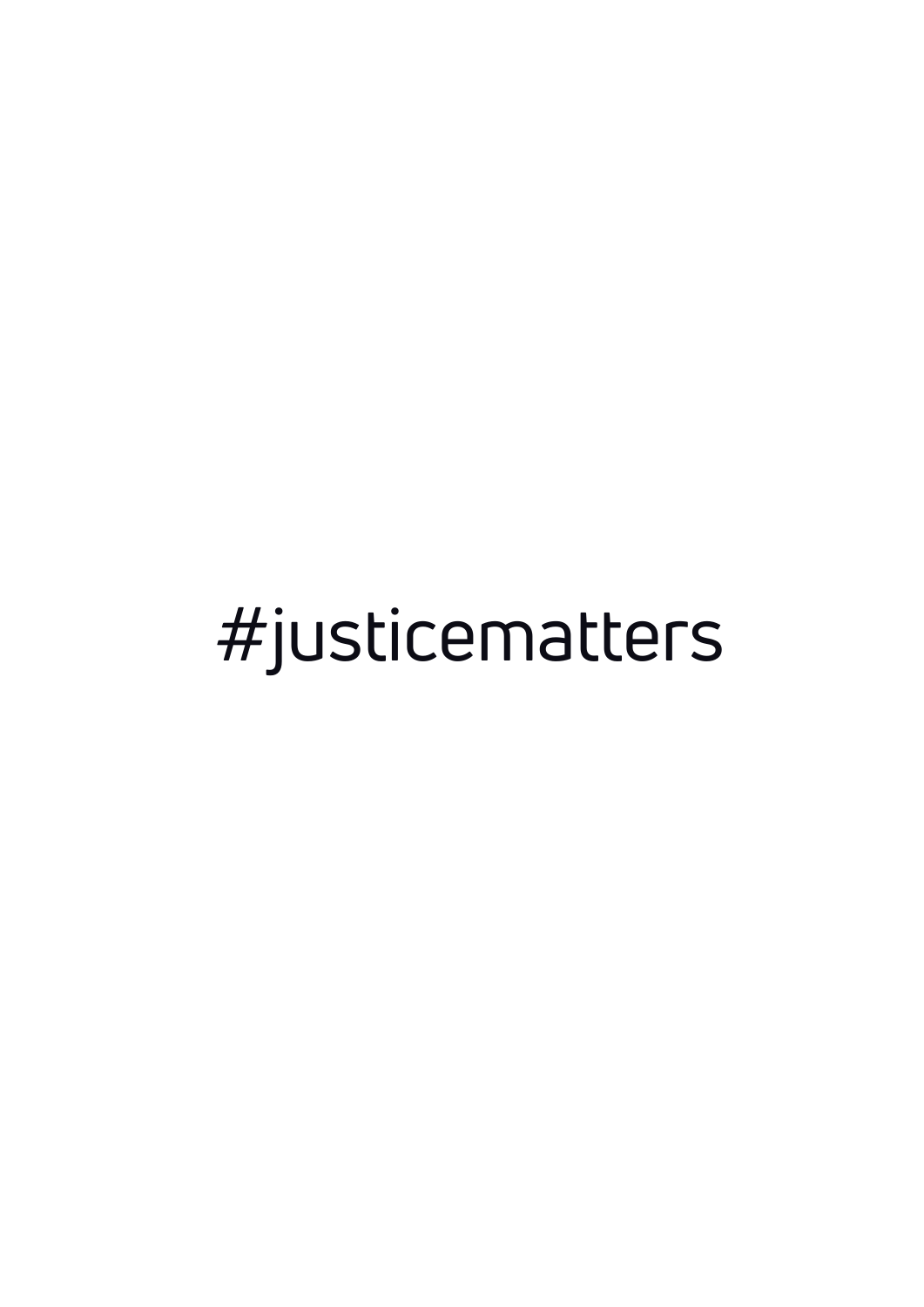#justicematters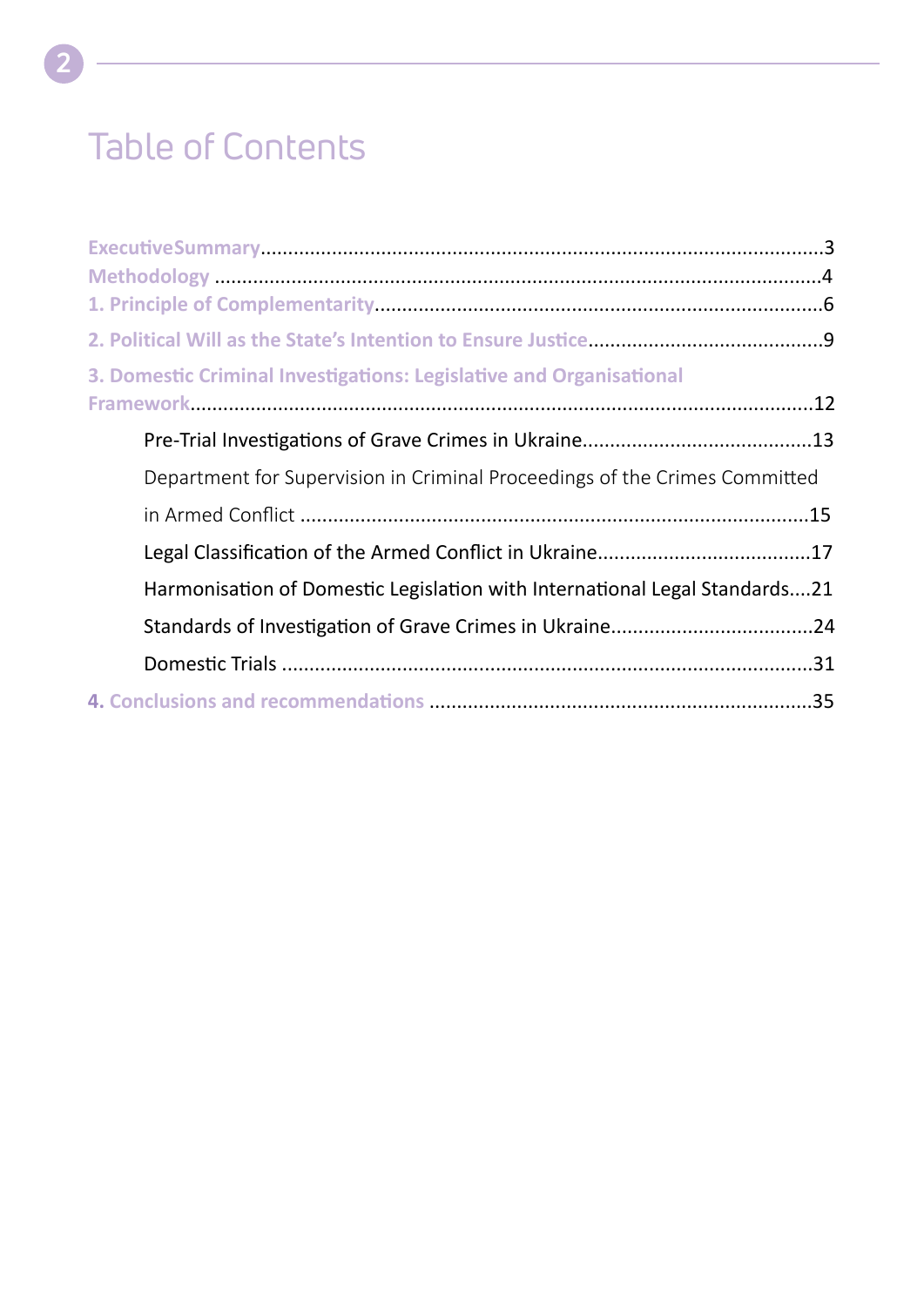# Table of Contents

ExecutiveSummary......................................................................................................3
Methodology ..............................................................................................................4
1. Principle of Complementarity................................................................................6
2. Political Will as the State's Intention to Ensure Justice...........................................9
3. Domestic Criminal Investigations: Legislative and Organisational Framework.................................................................................................................12

- Pre-Trial Investigations of Grave Crimes in Ukraine..........................................13
- Department for Supervision in Criminal Proceedings of the Crimes Committed in Armed Conflict ............................................................................................15
- Legal Classification of the Armed Conflict in Ukraine.......................................17
- Harmonisation of Domestic Legislation with International Legal Standards....21
- Standards of Investigation of Grave Crimes in Ukraine.....................................24
- Domestic Trials ................................................................................................31

4. Conclusions and recommendations .....................................................................35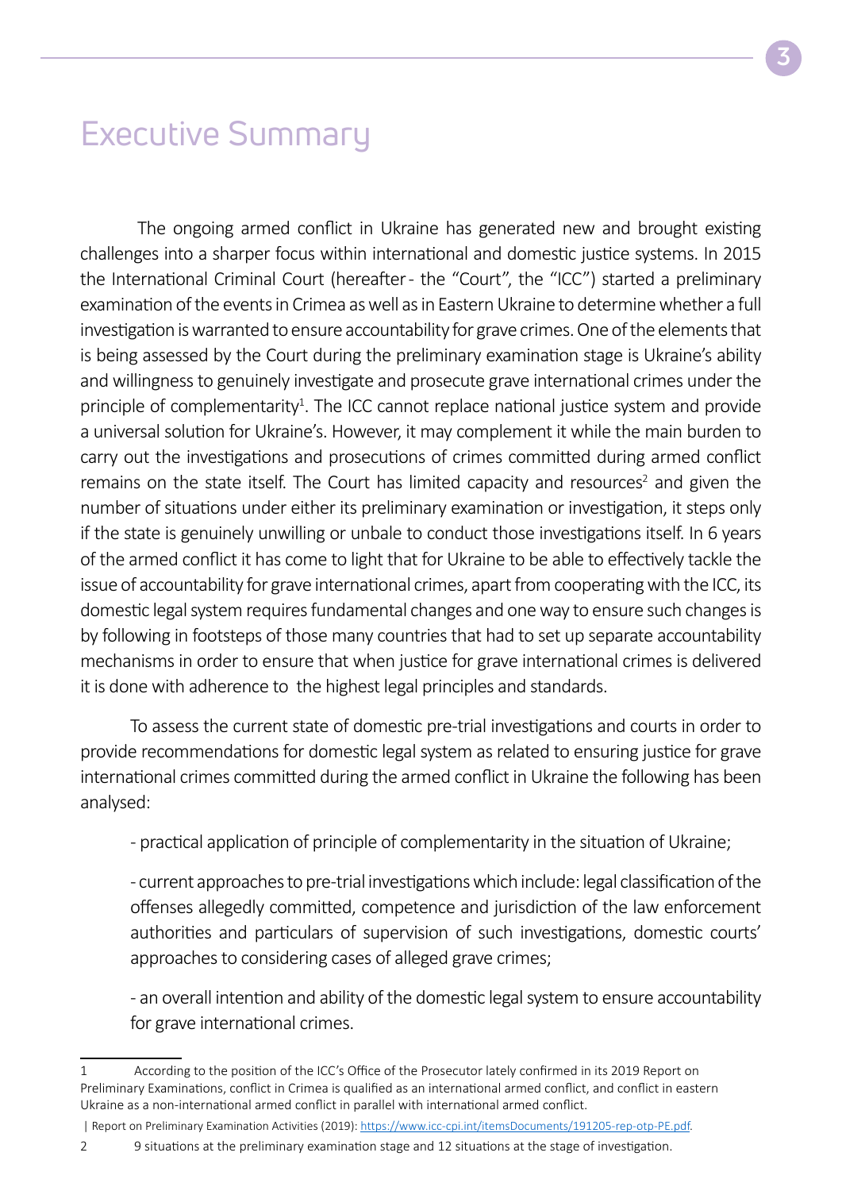# Executive Summary

The ongoing armed conflict in Ukraine has generated new and brought existing challenges into a sharper focus within international and domestic justice systems. In 2015 the International Criminal Court (hereafter - the "Court", the "ICC") started a preliminary examination of the events in Crimea as well as in Eastern Ukraine to determine whether a full investigation is warranted to ensure accountability for grave crimes. One of the elements that is being assessed by the Court during the preliminary examination stage is Ukraine's ability and willingness to genuinely investigate and prosecute grave international crimes under the principle of complementarity[1]. The ICC cannot replace national justice system and provide a universal solution for Ukraine's. However, it may complement it while the main burden to carry out the investigations and prosecutions of crimes committed during armed conflict remains on the state itself. The Court has limited capacity and resources[2] and given the number of situations under either its preliminary examination or investigation, it steps only if the state is genuinely unwilling or unbale to conduct those investigations itself. In 6 years of the armed conflict it has come to light that for Ukraine to be able to effectively tackle the issue of accountability for grave international crimes, apart from cooperating with the ICC, its domestic legal system requires fundamental changes and one way to ensure such changes is by following in footsteps of those many countries that had to set up separate accountability mechanisms in order to ensure that when justice for grave international crimes is delivered it is done with adherence to the highest legal principles and standards.

To assess the current state of domestic pre-trial investigations and courts in order to provide recommendations for domestic legal system as related to ensuring justice for grave international crimes committed during the armed conflict in Ukraine the following has been analysed:

- practical application of principle of complementarity in the situation of Ukraine;

- current approaches to pre-trial investigations which include: legal classification of the offenses allegedly committed, competence and jurisdiction of the law enforcement authorities and particulars of supervision of such investigations, domestic courts' approaches to considering cases of alleged grave crimes;

- an overall intention and ability of the domestic legal system to ensure accountability for grave international crimes.

---

1 According to the position of the ICC's Office of the Prosecutor lately confirmed in its 2019 Report on Preliminary Examinations, conflict in Crimea is qualified as an international armed conflict, and conflict in eastern Ukraine as a non-international armed conflict in parallel with international armed conflict.

| Report on Preliminary Examination Activities (2019): https://www.icc-cpi.int/itemsDocuments/191205-rep-otp-PE.pdf.

2 9 situations at the preliminary examination stage and 12 situations at the stage of investigation.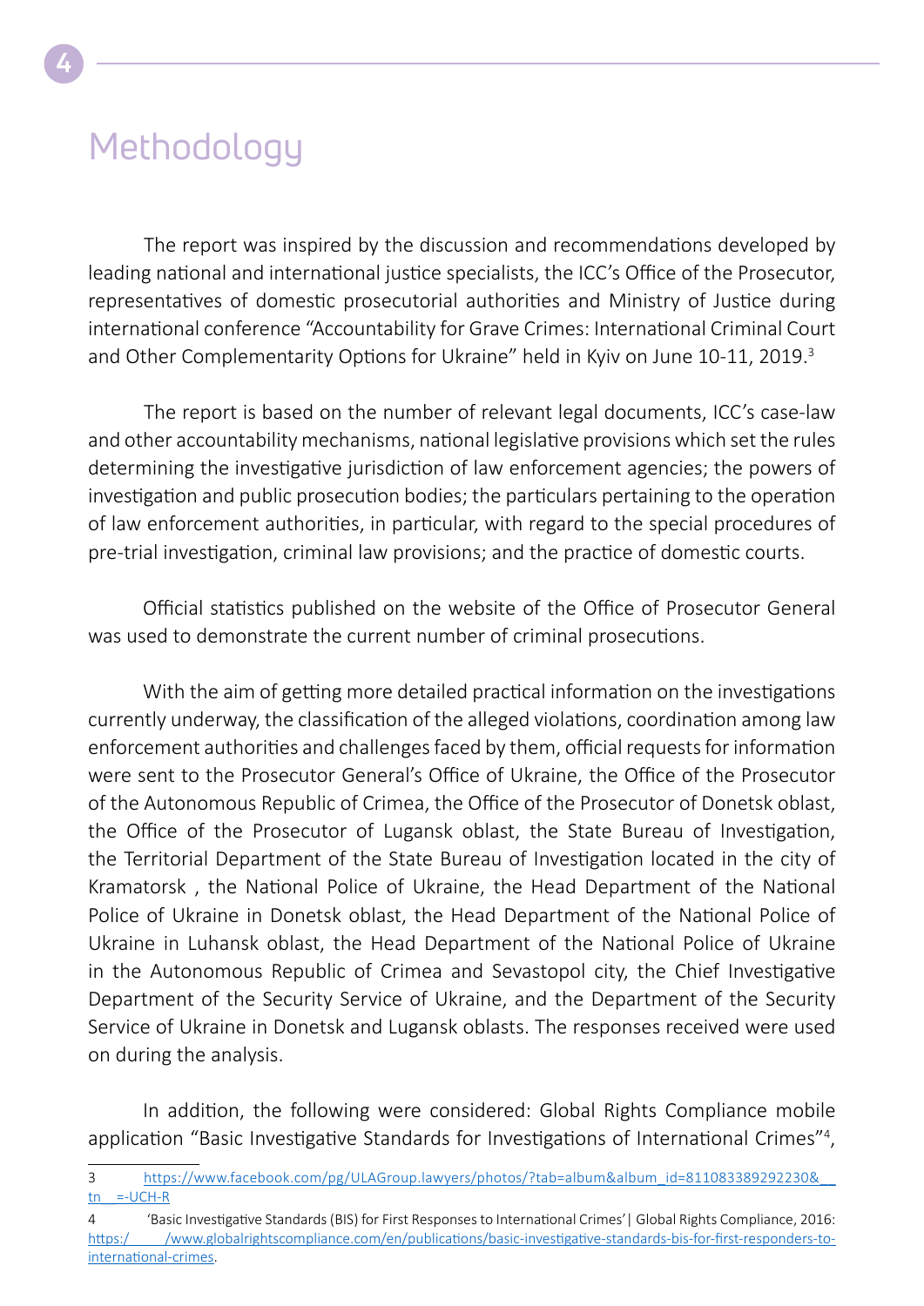# Methodology

The report was inspired by the discussion and recommendations developed by leading national and international justice specialists, the ICC's Office of the Prosecutor, representatives of domestic prosecutorial authorities and Ministry of Justice during international conference "Accountability for Grave Crimes: International Criminal Court and Other Complementarity Options for Ukraine" held in Kyiv on June 10-11, 2019.[3]

The report is based on the number of relevant legal documents, ICC's case-law and other accountability mechanisms, national legislative provisions which set the rules determining the investigative jurisdiction of law enforcement agencies; the powers of investigation and public prosecution bodies; the particulars pertaining to the operation of law enforcement authorities, in particular, with regard to the special procedures of pre-trial investigation, criminal law provisions; and the practice of domestic courts.

Official statistics published on the website of the Office of Prosecutor General was used to demonstrate the current number of criminal prosecutions.

With the aim of getting more detailed practical information on the investigations currently underway, the classification of the alleged violations, coordination among law enforcement authorities and challenges faced by them, official requests for information were sent to the Prosecutor General's Office of Ukraine, the Office of the Prosecutor of the Autonomous Republic of Crimea, the Office of the Prosecutor of Donetsk oblast, the Office of the Prosecutor of Lugansk oblast, the State Bureau of Investigation, the Territorial Department of the State Bureau of Investigation located in the city of Kramatorsk , the National Police of Ukraine, the Head Department of the National Police of Ukraine in Donetsk oblast, the Head Department of the National Police of Ukraine in Luhansk oblast, the Head Department of the National Police of Ukraine in the Autonomous Republic of Crimea and Sevastopol city, the Chief Investigative Department of the Security Service of Ukraine, and the Department of the Security Service of Ukraine in Donetsk and Lugansk oblasts. The responses received were used on during the analysis.

In addition, the following were considered: Global Rights Compliance mobile application "Basic Investigative Standards for Investigations of International Crimes"[4],

---

3 https://www.facebook.com/pg/ULAGroup.lawyers/photos/?tab=album&album_id=811083389292230&__tn__=-UCH-R

4 'Basic Investigative Standards (BIS) for First Responses to International Crimes' | Global Rights Compliance, 2016: https://www.globalrightscompliance.com/en/publications/basic-investigative-standards-bis-for-first-responders-to-international-crimes.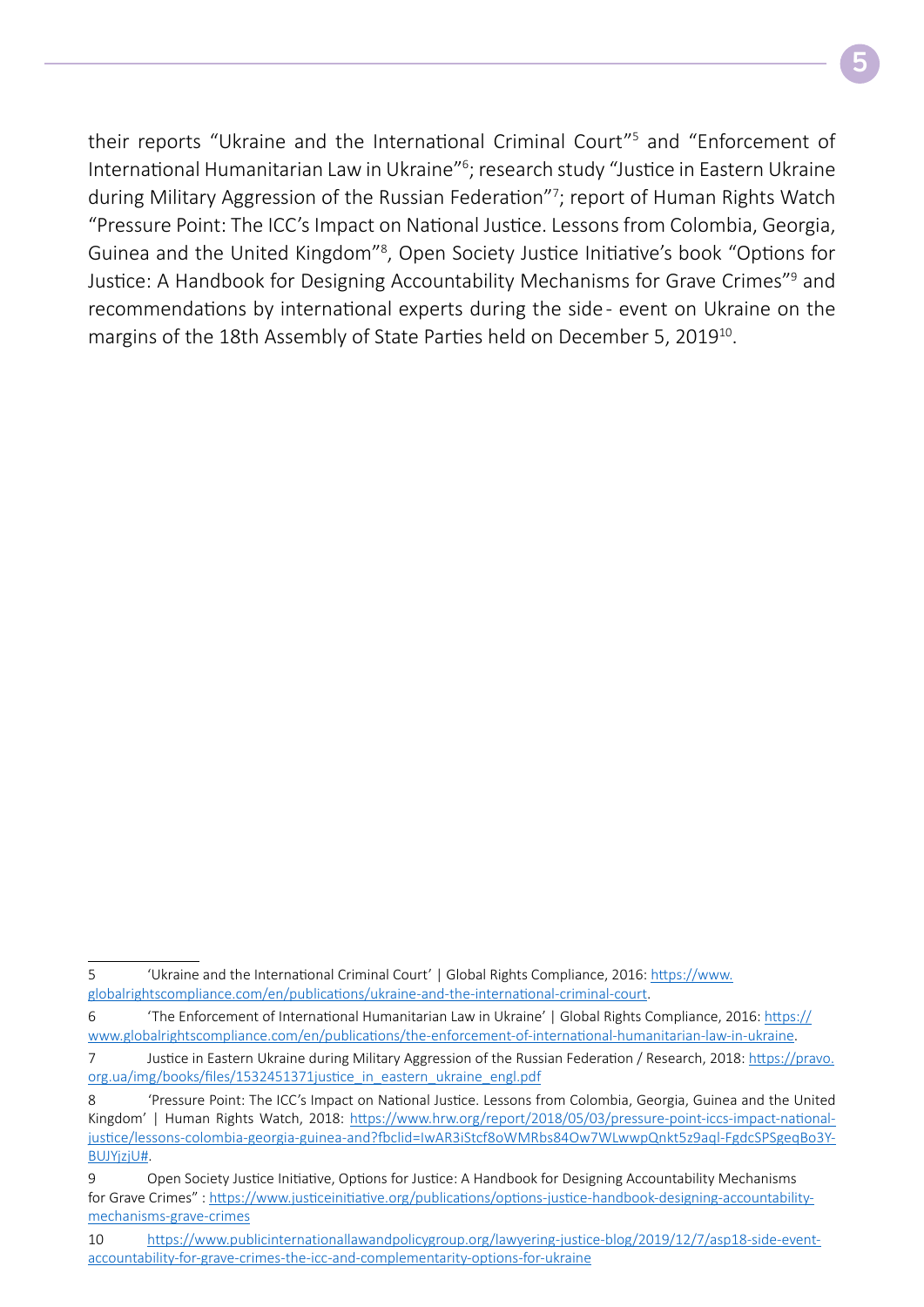their reports "Ukraine and the International Criminal Court"[5] and "Enforcement of International Humanitarian Law in Ukraine"[6]; research study "Justice in Eastern Ukraine during Military Aggression of the Russian Federation"[7]; report of Human Rights Watch "Pressure Point: The ICC's Impact on National Justice. Lessons from Colombia, Georgia, Guinea and the United Kingdom"[8], Open Society Justice Initiative's book "Options for Justice: A Handbook for Designing Accountability Mechanisms for Grave Crimes"[9] and recommendations by international experts during the side - event on Ukraine on the margins of the 18th Assembly of State Parties held on December 5, 2019[10].

---

5 'Ukraine and the International Criminal Court' | Global Rights Compliance, 2016: https://www.globalrightscompliance.com/en/publications/ukraine-and-the-international-criminal-court.

6 'The Enforcement of International Humanitarian Law in Ukraine' | Global Rights Compliance, 2016: https://www.globalrightscompliance.com/en/publications/the-enforcement-of-international-humanitarian-law-in-ukraine.

7 Justice in Eastern Ukraine during Military Aggression of the Russian Federation / Research, 2018: https://pravo.org.ua/img/books/files/1532451371justice_in_eastern_ukraine_engl.pdf

8 'Pressure Point: The ICC's Impact on National Justice. Lessons from Colombia, Georgia, Guinea and the United Kingdom' | Human Rights Watch, 2018: https://www.hrw.org/report/2018/05/03/pressure-point-iccs-impact-national-justice/lessons-colombia-georgia-guinea-and?fbclid=IwAR3iStcf8oWMRbs84Ow7WLwwpQnkt5z9aql-FgdcSPSgeqBo3Y-BUJYjzjU#.

9 Open Society Justice Initiative, Options for Justice: A Handbook for Designing Accountability Mechanisms for Grave Crimes" : https://www.justiceinitiative.org/publications/options-justice-handbook-designing-accountability-mechanisms-grave-crimes

10 https://www.publicinternationallawandpolicygroup.org/lawyering-justice-blog/2019/12/7/asp18-side-event-accountability-for-grave-crimes-the-icc-and-complementarity-options-for-ukraine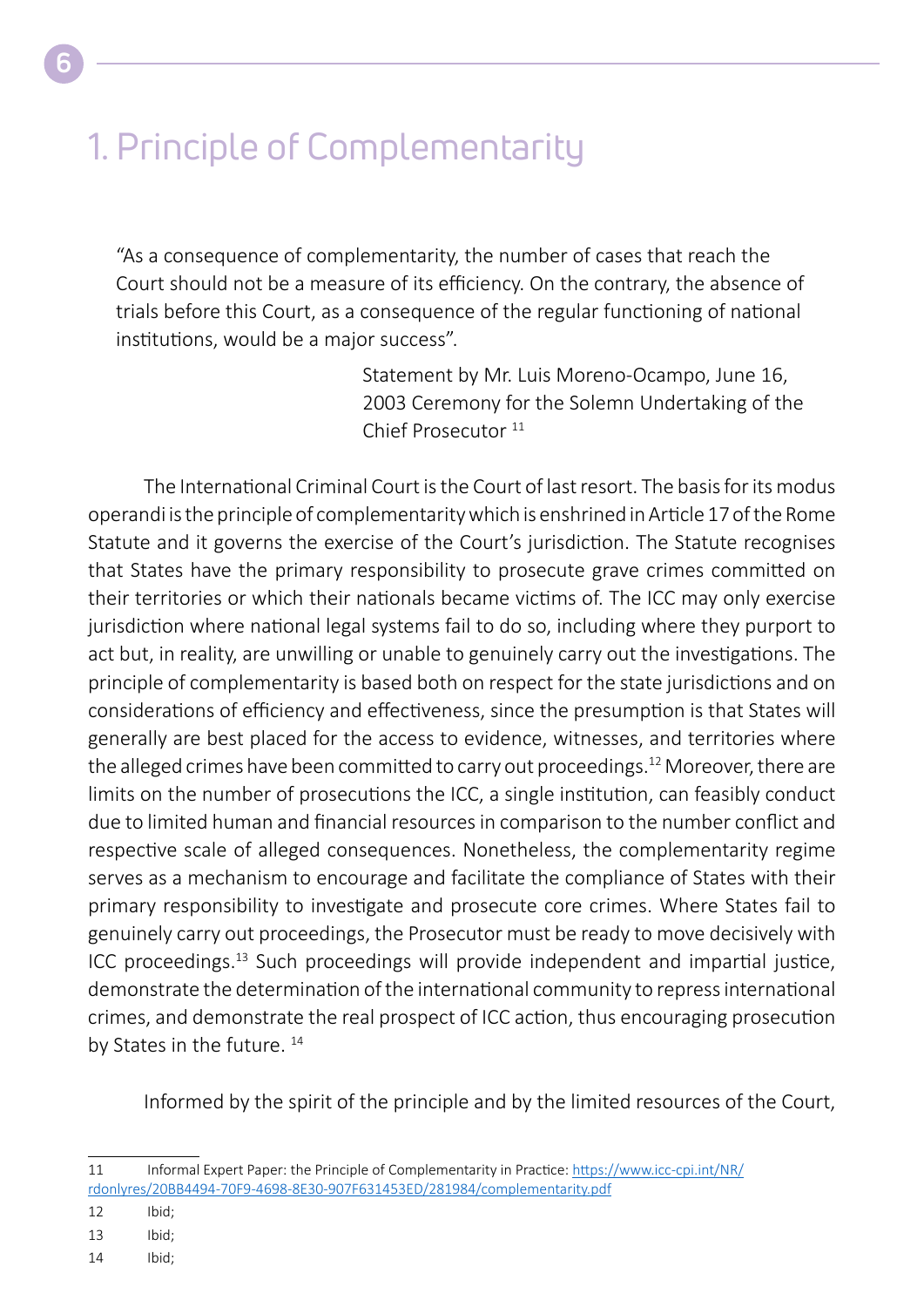# 1. Principle of Complementarity

> "As a consequence of complementarity, the number of cases that reach the Court should not be a measure of its efficiency. On the contrary, the absence of trials before this Court, as a consequence of the regular functioning of national institutions, would be a major success".
>
> Statement by Mr. Luis Moreno-Ocampo, June 16, 2003 Ceremony for the Solemn Undertaking of the Chief Prosecutor [11]

The International Criminal Court is the Court of last resort. The basis for its modus operandi is the principle of complementarity which is enshrined in Article 17 of the Rome Statute and it governs the exercise of the Court's jurisdiction. The Statute recognises that States have the primary responsibility to prosecute grave crimes committed on their territories or which their nationals became victims of. The ICC may only exercise jurisdiction where national legal systems fail to do so, including where they purport to act but, in reality, are unwilling or unable to genuinely carry out the investigations. The principle of complementarity is based both on respect for the state jurisdictions and on considerations of efficiency and effectiveness, since the presumption is that States will generally are best placed for the access to evidence, witnesses, and territories where the alleged crimes have been committed to carry out proceedings.[12] Moreover, there are limits on the number of prosecutions the ICC, a single institution, can feasibly conduct due to limited human and financial resources in comparison to the number conflict and respective scale of alleged consequences. Nonetheless, the complementarity regime serves as a mechanism to encourage and facilitate the compliance of States with their primary responsibility to investigate and prosecute core crimes. Where States fail to genuinely carry out proceedings, the Prosecutor must be ready to move decisively with ICC proceedings.[13] Such proceedings will provide independent and impartial justice, demonstrate the determination of the international community to repress international crimes, and demonstrate the real prospect of ICC action, thus encouraging prosecution by States in the future. [14]

Informed by the spirit of the principle and by the limited resources of the Court,

---

11 Informal Expert Paper: the Principle of Complementarity in Practice: https://www.icc-cpi.int/NR/rdonlyres/20BB4494-70F9-4698-8E30-907F631453ED/281984/complementarity.pdf

12 Ibid;

13 Ibid;

14 Ibid;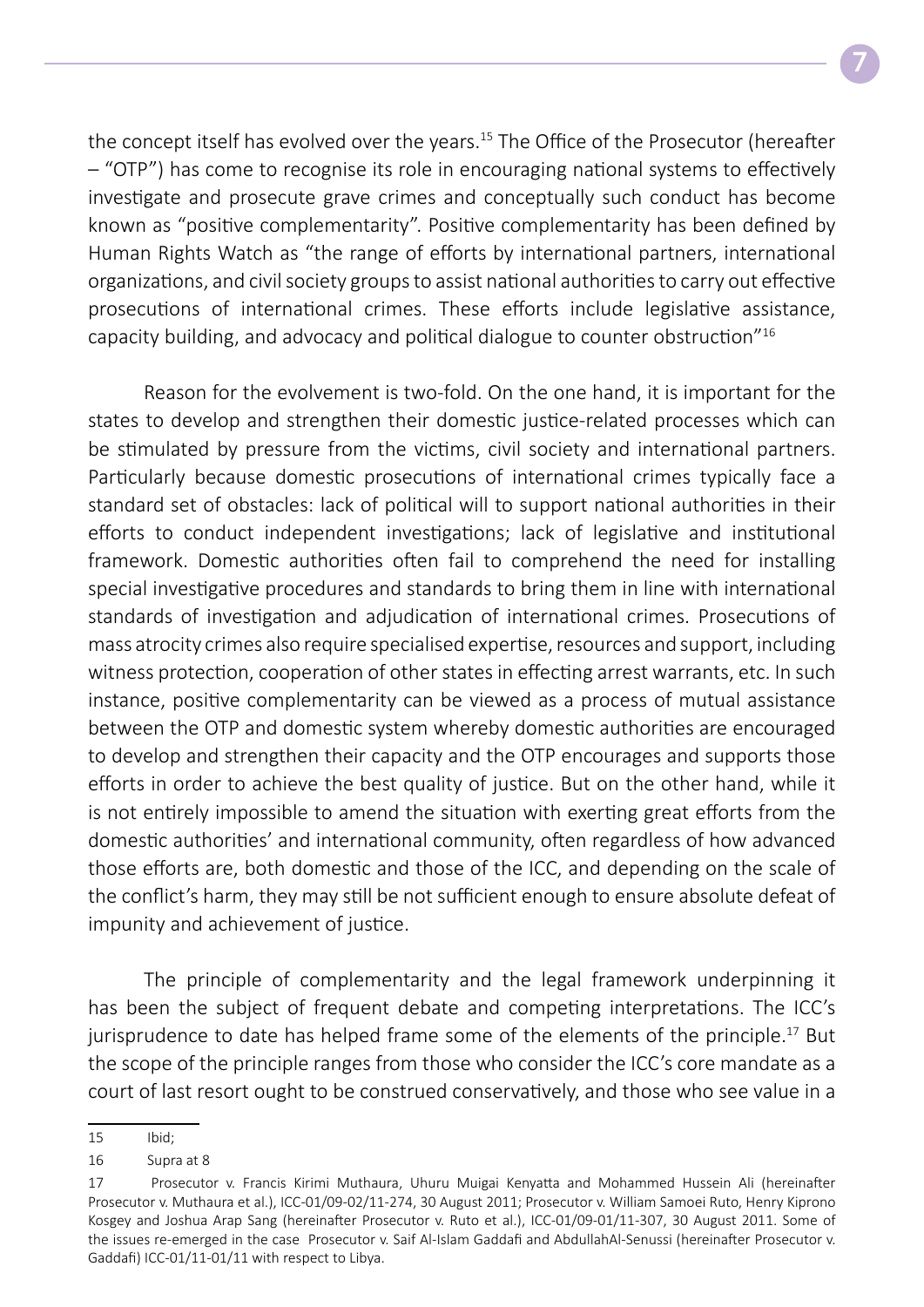the concept itself has evolved over the years.[15] The Office of the Prosecutor (hereafter – "OTP") has come to recognise its role in encouraging national systems to effectively investigate and prosecute grave crimes and conceptually such conduct has become known as "positive complementarity". Positive complementarity has been defined by Human Rights Watch as "the range of efforts by international partners, international organizations, and civil society groups to assist national authorities to carry out effective prosecutions of international crimes. These efforts include legislative assistance, capacity building, and advocacy and political dialogue to counter obstruction"[16]

Reason for the evolvement is two-fold. On the one hand, it is important for the states to develop and strengthen their domestic justice-related processes which can be stimulated by pressure from the victims, civil society and international partners. Particularly because domestic prosecutions of international crimes typically face a standard set of obstacles: lack of political will to support national authorities in their efforts to conduct independent investigations; lack of legislative and institutional framework. Domestic authorities often fail to comprehend the need for installing special investigative procedures and standards to bring them in line with international standards of investigation and adjudication of international crimes. Prosecutions of mass atrocity crimes also require specialised expertise, resources and support, including witness protection, cooperation of other states in effecting arrest warrants, etc. In such instance, positive complementarity can be viewed as a process of mutual assistance between the OTP and domestic system whereby domestic authorities are encouraged to develop and strengthen their capacity and the OTP encourages and supports those efforts in order to achieve the best quality of justice. But on the other hand, while it is not entirely impossible to amend the situation with exerting great efforts from the domestic authorities' and international community, often regardless of how advanced those efforts are, both domestic and those of the ICC, and depending on the scale of the conflict's harm, they may still be not sufficient enough to ensure absolute defeat of impunity and achievement of justice.

The principle of complementarity and the legal framework underpinning it has been the subject of frequent debate and competing interpretations. The ICC's jurisprudence to date has helped frame some of the elements of the principle.[17] But the scope of the principle ranges from those who consider the ICC's core mandate as a court of last resort ought to be construed conservatively, and those who see value in a

---

15 Ibid;

16 Supra at 8

17 Prosecutor v. Francis Kirimi Muthaura, Uhuru Muigai Kenyatta and Mohammed Hussein Ali (hereinafter Prosecutor v. Muthaura et al.), ICC-01/09-02/11-274, 30 August 2011; Prosecutor v. William Samoei Ruto, Henry Kiprono Kosgey and Joshua Arap Sang (hereinafter Prosecutor v. Ruto et al.), ICC-01/09-01/11-307, 30 August 2011. Some of the issues re-emerged in the case Prosecutor v. Saif Al-Islam Gaddafi and AbdullahAl-Senussi (hereinafter Prosecutor v. Gaddafi) ICC-01/11-01/11 with respect to Libya.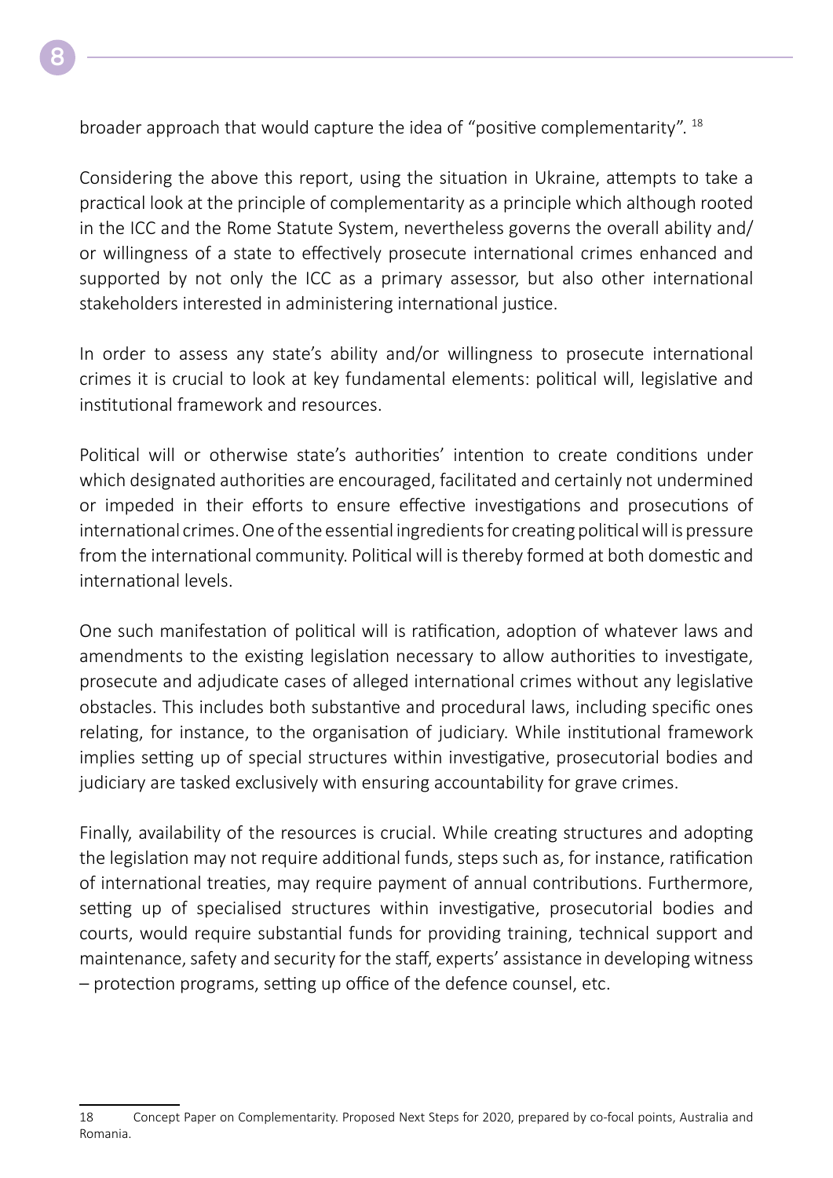broader approach that would capture the idea of "positive complementarity". [18]

Considering the above this report, using the situation in Ukraine, attempts to take a practical look at the principle of complementarity as a principle which although rooted in the ICC and the Rome Statute System, nevertheless governs the overall ability and/or willingness of a state to effectively prosecute international crimes enhanced and supported by not only the ICC as a primary assessor, but also other international stakeholders interested in administering international justice.

In order to assess any state's ability and/or willingness to prosecute international crimes it is crucial to look at key fundamental elements: political will, legislative and institutional framework and resources.

Political will or otherwise state's authorities' intention to create conditions under which designated authorities are encouraged, facilitated and certainly not undermined or impeded in their efforts to ensure effective investigations and prosecutions of international crimes. One of the essential ingredients for creating political will is pressure from the international community. Political will is thereby formed at both domestic and international levels.

One such manifestation of political will is ratification, adoption of whatever laws and amendments to the existing legislation necessary to allow authorities to investigate, prosecute and adjudicate cases of alleged international crimes without any legislative obstacles. This includes both substantive and procedural laws, including specific ones relating, for instance, to the organisation of judiciary. While institutional framework implies setting up of special structures within investigative, prosecutorial bodies and judiciary are tasked exclusively with ensuring accountability for grave crimes.

Finally, availability of the resources is crucial. While creating structures and adopting the legislation may not require additional funds, steps such as, for instance, ratification of international treaties, may require payment of annual contributions. Furthermore, setting up of specialised structures within investigative, prosecutorial bodies and courts, would require substantial funds for providing training, technical support and maintenance, safety and security for the staff, experts' assistance in developing witness – protection programs, setting up office of the defence counsel, etc.

---

18 Concept Paper on Complementarity. Proposed Next Steps for 2020, prepared by co-focal points, Australia and Romania.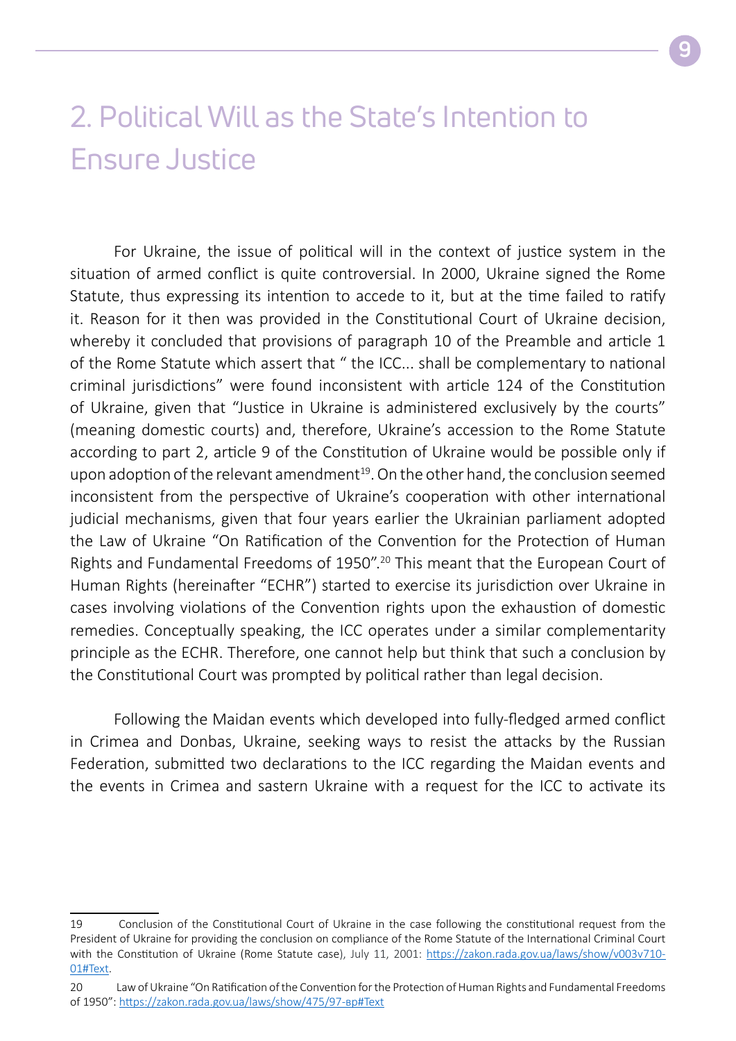# 2. Political Will as the State's Intention to Ensure Justice

For Ukraine, the issue of political will in the context of justice system in the situation of armed conflict is quite controversial. In 2000, Ukraine signed the Rome Statute, thus expressing its intention to accede to it, but at the time failed to ratify it. Reason for it then was provided in the Constitutional Court of Ukraine decision, whereby it concluded that provisions of paragraph 10 of the Preamble and article 1 of the Rome Statute which assert that " the ICC... shall be complementary to national criminal jurisdictions" were found inconsistent with article 124 of the Constitution of Ukraine, given that "Justice in Ukraine is administered exclusively by the courts" (meaning domestic courts) and, therefore, Ukraine's accession to the Rome Statute according to part 2, article 9 of the Constitution of Ukraine would be possible only if upon adoption of the relevant amendment[19]. On the other hand, the conclusion seemed inconsistent from the perspective of Ukraine's cooperation with other international judicial mechanisms, given that four years earlier the Ukrainian parliament adopted the Law of Ukraine "On Ratification of the Convention for the Protection of Human Rights and Fundamental Freedoms of 1950".[20] This meant that the European Court of Human Rights (hereinafter "ECHR") started to exercise its jurisdiction over Ukraine in cases involving violations of the Convention rights upon the exhaustion of domestic remedies. Conceptually speaking, the ICC operates under a similar complementarity principle as the ECHR. Therefore, one cannot help but think that such a conclusion by the Constitutional Court was prompted by political rather than legal decision.

Following the Maidan events which developed into fully-fledged armed conflict in Crimea and Donbas, Ukraine, seeking ways to resist the attacks by the Russian Federation, submitted two declarations to the ICC regarding the Maidan events and the events in Crimea and sastern Ukraine with a request for the ICC to activate its

---

19 Conclusion of the Constitutional Court of Ukraine in the case following the constitutional request from the President of Ukraine for providing the conclusion on compliance of the Rome Statute of the International Criminal Court with the Constitution of Ukraine (Rome Statute case), July 11, 2001: https://zakon.rada.gov.ua/laws/show/v003v710-01#Text.

20 Law of Ukraine "On Ratification of the Convention for the Protection of Human Rights and Fundamental Freedoms of 1950": https://zakon.rada.gov.ua/laws/show/475/97-вр#Text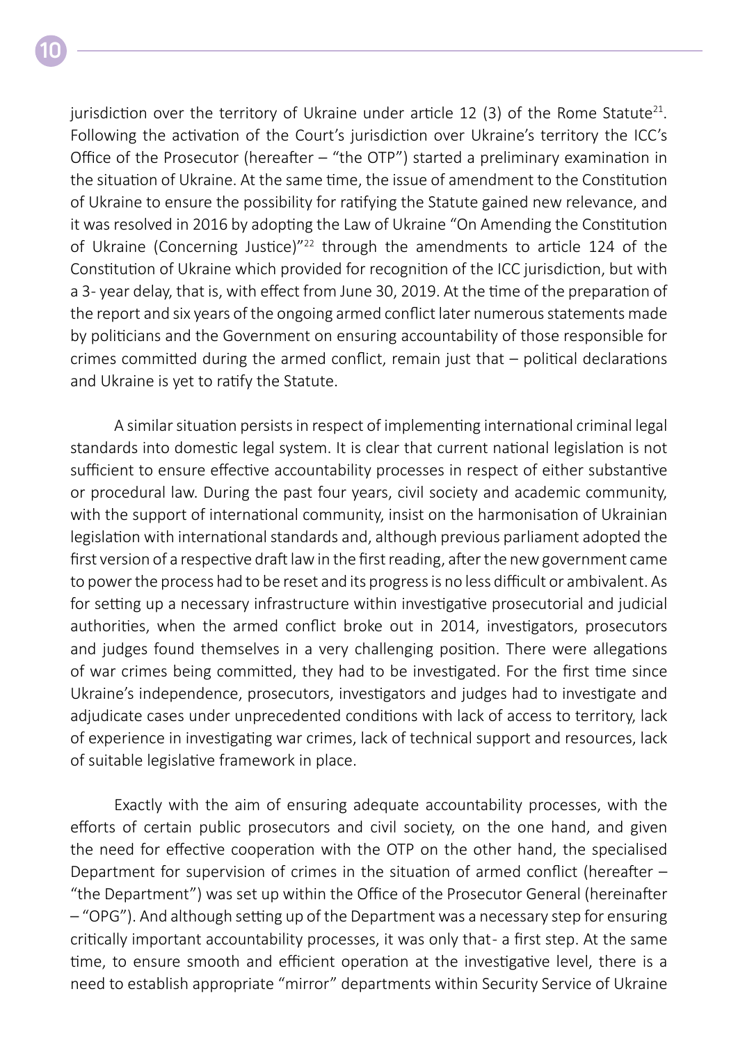jurisdiction over the territory of Ukraine under article 12 (3) of the Rome Statute[21]. Following the activation of the Court's jurisdiction over Ukraine's territory the ICC's Office of the Prosecutor (hereafter – "the OTP") started a preliminary examination in the situation of Ukraine. At the same time, the issue of amendment to the Constitution of Ukraine to ensure the possibility for ratifying the Statute gained new relevance, and it was resolved in 2016 by adopting the Law of Ukraine "On Amending the Constitution of Ukraine (Concerning Justice)"[22] through the amendments to article 124 of the Constitution of Ukraine which provided for recognition of the ICC jurisdiction, but with a 3- year delay, that is, with effect from June 30, 2019. At the time of the preparation of the report and six years of the ongoing armed conflict later numerous statements made by politicians and the Government on ensuring accountability of those responsible for crimes committed during the armed conflict, remain just that – political declarations and Ukraine is yet to ratify the Statute.

A similar situation persists in respect of implementing international criminal legal standards into domestic legal system. It is clear that current national legislation is not sufficient to ensure effective accountability processes in respect of either substantive or procedural law. During the past four years, civil society and academic community, with the support of international community, insist on the harmonisation of Ukrainian legislation with international standards and, although previous parliament adopted the first version of a respective draft law in the first reading, after the new government came to power the process had to be reset and its progress is no less difficult or ambivalent. As for setting up a necessary infrastructure within investigative prosecutorial and judicial authorities, when the armed conflict broke out in 2014, investigators, prosecutors and judges found themselves in a very challenging position. There were allegations of war crimes being committed, they had to be investigated. For the first time since Ukraine's independence, prosecutors, investigators and judges had to investigate and adjudicate cases under unprecedented conditions with lack of access to territory, lack of experience in investigating war crimes, lack of technical support and resources, lack of suitable legislative framework in place.

Exactly with the aim of ensuring adequate accountability processes, with the efforts of certain public prosecutors and civil society, on the one hand, and given the need for effective cooperation with the OTP on the other hand, the specialised Department for supervision of crimes in the situation of armed conflict (hereafter – "the Department") was set up within the Office of the Prosecutor General (hereinafter – "OPG"). And although setting up of the Department was a necessary step for ensuring critically important accountability processes, it was only that- a first step. At the same time, to ensure smooth and efficient operation at the investigative level, there is a need to establish appropriate "mirror" departments within Security Service of Ukraine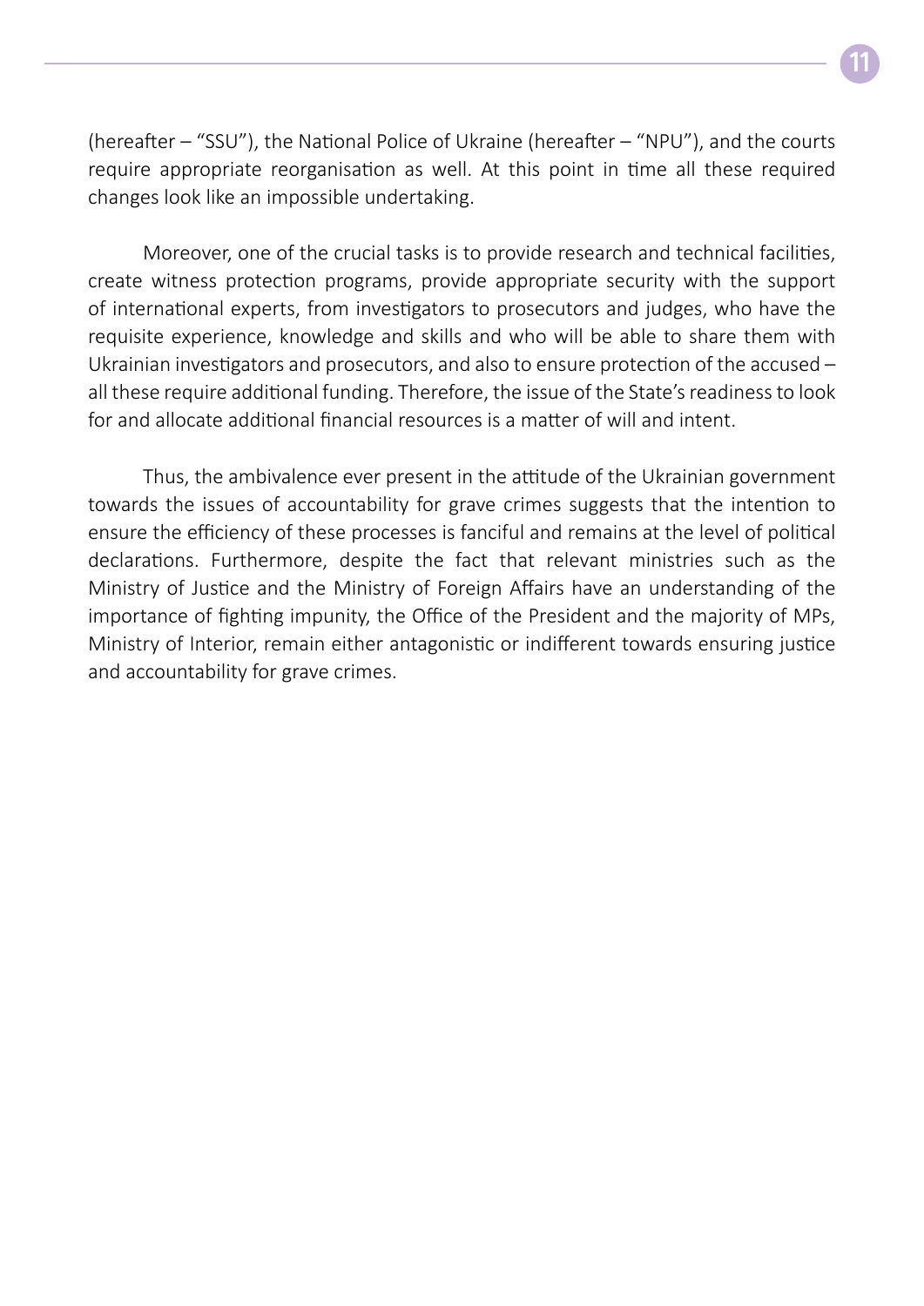(hereafter – “SSU”), the National Police of Ukraine (hereafter – “NPU”), and the courts require appropriate reorganisation as well. At this point in time all these required changes look like an impossible undertaking.

Moreover, one of the crucial tasks is to provide research and technical facilities, create witness protection programs, provide appropriate security with the support of international experts, from investigators to prosecutors and judges, who have the requisite experience, knowledge and skills and who will be able to share them with Ukrainian investigators and prosecutors, and also to ensure protection of the accused – all these require additional funding. Therefore, the issue of the State’s readiness to look for and allocate additional financial resources is a matter of will and intent.

Thus, the ambivalence ever present in the attitude of the Ukrainian government towards the issues of accountability for grave crimes suggests that the intention to ensure the efficiency of these processes is fanciful and remains at the level of political declarations. Furthermore, despite the fact that relevant ministries such as the Ministry of Justice and the Ministry of Foreign Affairs have an understanding of the importance of fighting impunity, the Office of the President and the majority of MPs, Ministry of Interior, remain either antagonistic or indifferent towards ensuring justice and accountability for grave crimes.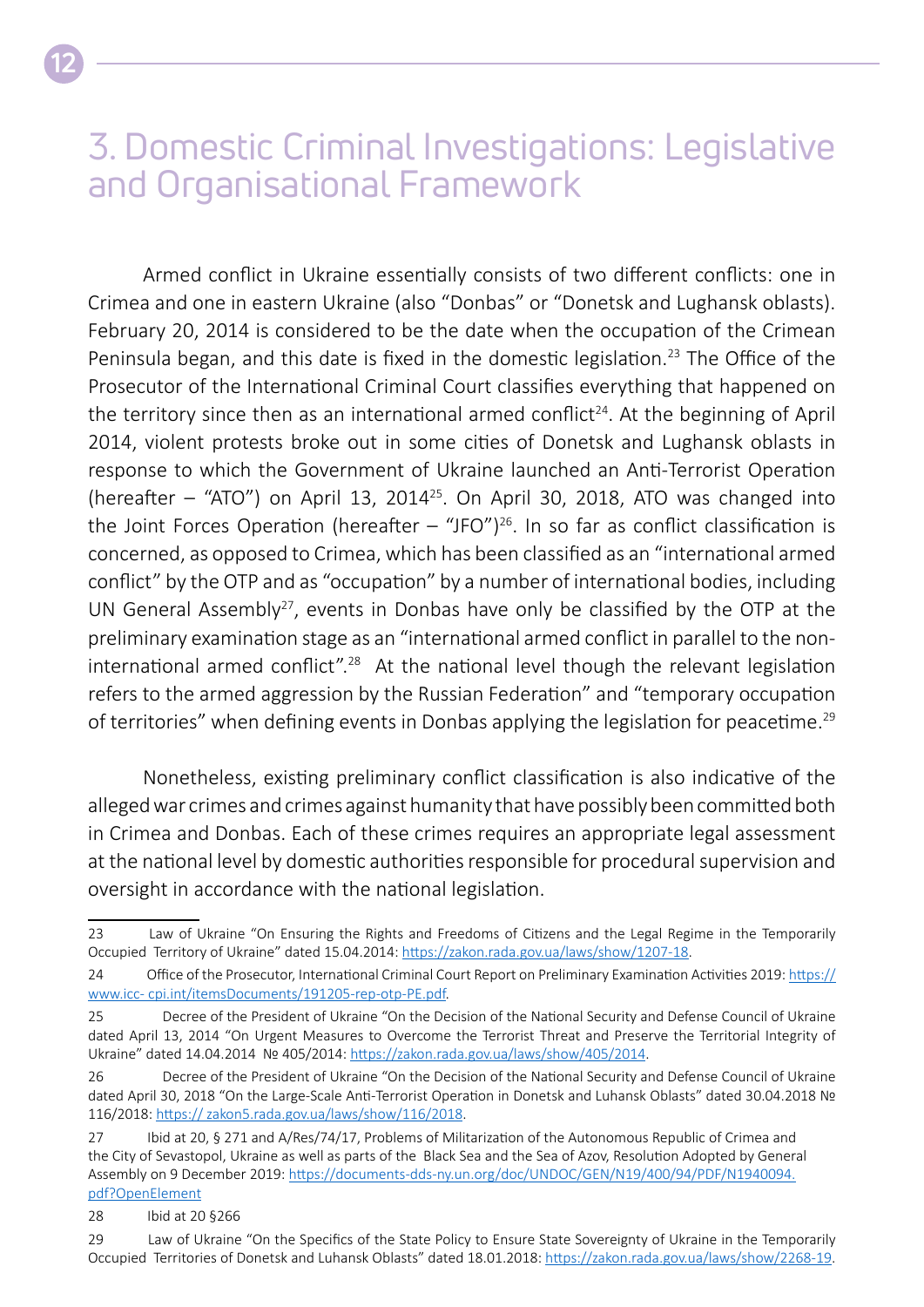# 3. Domestic Criminal Investigations: Legislative and Organisational Framework

Armed conflict in Ukraine essentially consists of two different conflicts: one in Crimea and one in eastern Ukraine (also "Donbas" or "Donetsk and Lughansk oblasts). February 20, 2014 is considered to be the date when the occupation of the Crimean Peninsula began, and this date is fixed in the domestic legislation.[23] The Office of the Prosecutor of the International Criminal Court classifies everything that happened on the territory since then as an international armed conflict[24]. At the beginning of April 2014, violent protests broke out in some cities of Donetsk and Lughansk oblasts in response to which the Government of Ukraine launched an Anti-Terrorist Operation (hereafter – "ATO") on April 13, 2014[25]. On April 30, 2018, ATO was changed into the Joint Forces Operation (hereafter – "JFO")[26]. In so far as conflict classification is concerned, as opposed to Crimea, which has been classified as an "international armed conflict" by the OTP and as "occupation" by a number of international bodies, including UN General Assembly[27], events in Donbas have only be classified by the OTP at the preliminary examination stage as an "international armed conflict in parallel to the non-international armed conflict".[28] At the national level though the relevant legislation refers to the armed aggression by the Russian Federation" and "temporary occupation of territories" when defining events in Donbas applying the legislation for peacetime.[29]

Nonetheless, existing preliminary conflict classification is also indicative of the alleged war crimes and crimes against humanity that have possibly been committed both in Crimea and Donbas. Each of these crimes requires an appropriate legal assessment at the national level by domestic authorities responsible for procedural supervision and oversight in accordance with the national legislation.

---

23 Law of Ukraine "On Ensuring the Rights and Freedoms of Citizens and the Legal Regime in the Temporarily Occupied Territory of Ukraine" dated 15.04.2014: https://zakon.rada.gov.ua/laws/show/1207-18.

24 Office of the Prosecutor, International Criminal Court Report on Preliminary Examination Activities 2019: https://www.icc- cpi.int/itemsDocuments/191205-rep-otp-PE.pdf.

25 Decree of the President of Ukraine "On the Decision of the National Security and Defense Council of Ukraine dated April 13, 2014 "On Urgent Measures to Overcome the Terrorist Threat and Preserve the Territorial Integrity of Ukraine" dated 14.04.2014 № 405/2014: https://zakon.rada.gov.ua/laws/show/405/2014.

26 Decree of the President of Ukraine "On the Decision of the National Security and Defense Council of Ukraine dated April 30, 2018 "On the Large-Scale Anti-Terrorist Operation in Donetsk and Luhansk Oblasts" dated 30.04.2018 № 116/2018: https:// zakon5.rada.gov.ua/laws/show/116/2018.

27 Ibid at 20, § 271 and A/Res/74/17, Problems of Militarization of the Autonomous Republic of Crimea and the City of Sevastopol, Ukraine as well as parts of the Black Sea and the Sea of Azov, Resolution Adopted by General Assembly on 9 December 2019: https://documents-dds-ny.un.org/doc/UNDOC/GEN/N19/400/94/PDF/N1940094.pdf?OpenElement

28 Ibid at 20 §266

29 Law of Ukraine "On the Specifics of the State Policy to Ensure State Sovereignty of Ukraine in the Temporarily Occupied Territories of Donetsk and Luhansk Oblasts" dated 18.01.2018: https://zakon.rada.gov.ua/laws/show/2268-19.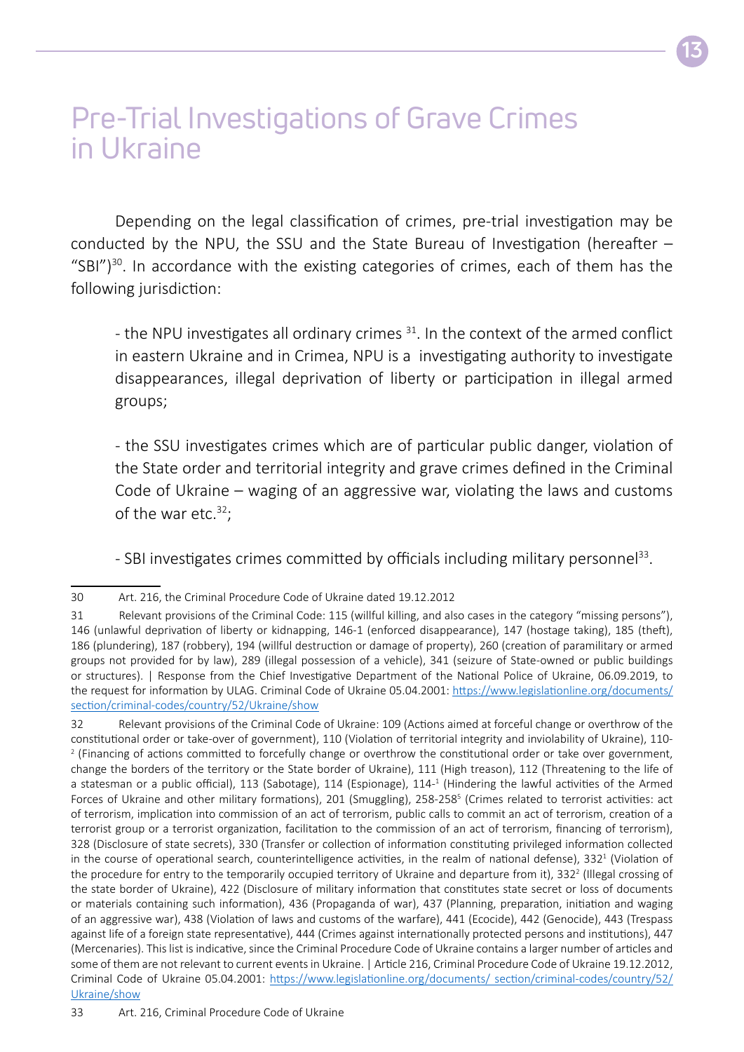# Pre-Trial Investigations of Grave Crimes in Ukraine

Depending on the legal classification of crimes, pre-trial investigation may be conducted by the NPU, the SSU and the State Bureau of Investigation (hereafter – "SBI")[30]. In accordance with the existing categories of crimes, each of them has the following jurisdiction:

- the NPU investigates all ordinary crimes [31]. In the context of the armed conflict in eastern Ukraine and in Crimea, NPU is a investigating authority to investigate disappearances, illegal deprivation of liberty or participation in illegal armed groups;

- the SSU investigates crimes which are of particular public danger, violation of the State order and territorial integrity and grave crimes defined in the Criminal Code of Ukraine – waging of an aggressive war, violating the laws and customs of the war etc.[32];

- SBI investigates crimes committed by officials including military personnel[33].

---

30 Art. 216, the Criminal Procedure Code of Ukraine dated 19.12.2012

31 Relevant provisions of the Criminal Code: 115 (willful killing, and also cases in the category "missing persons"), 146 (unlawful deprivation of liberty or kidnapping, 146-1 (enforced disappearance), 147 (hostage taking), 185 (theft), 186 (plundering), 187 (robbery), 194 (willful destruction or damage of property), 260 (creation of paramilitary or armed groups not provided for by law), 289 (illegal possession of a vehicle), 341 (seizure of State-owned or public buildings or structures). | Response from the Chief Investigative Department of the National Police of Ukraine, 06.09.2019, to the request for information by ULAG. Criminal Code of Ukraine 05.04.2001: https://www.legislationline.org/documents/section/criminal-codes/country/52/Ukraine/show

32 Relevant provisions of the Criminal Code of Ukraine: 109 (Actions aimed at forceful change or overthrow of the constitutional order or take-over of government), 110 (Violation of territorial integrity and inviolability of Ukraine), 110-2 (Financing of actions committed to forcefully change or overthrow the constitutional order or take over government, change the borders of the territory or the State border of Ukraine), 111 (High treason), 112 (Threatening to the life of a statesman or a public official), 113 (Sabotage), 114 (Espionage), 114-1 (Hindering the lawful activities of the Armed Forces of Ukraine and other military formations), 201 (Smuggling), 258-258[5] (Crimes related to terrorist activities: act of terrorism, implication into commission of an act of terrorism, public calls to commit an act of terrorism, creation of a terrorist group or a terrorist organization, facilitation to the commission of an act of terrorism, financing of terrorism), 328 (Disclosure of state secrets), 330 (Transfer or collection of information constituting privileged information collected in the course of operational search, counterintelligence activities, in the realm of national defense), 332[1] (Violation of the procedure for entry to the temporarily occupied territory of Ukraine and departure from it), 332[2] (Illegal crossing of the state border of Ukraine), 422 (Disclosure of military information that constitutes state secret or loss of documents or materials containing such information), 436 (Propaganda of war), 437 (Planning, preparation, initiation and waging of an aggressive war), 438 (Violation of laws and customs of the warfare), 441 (Ecocide), 442 (Genocide), 443 (Trespass against life of a foreign state representative), 444 (Crimes against internationally protected persons and institutions), 447 (Mercenaries). This list is indicative, since the Criminal Procedure Code of Ukraine contains a larger number of articles and some of them are not relevant to current events in Ukraine. | Article 216, Criminal Procedure Code of Ukraine 19.12.2012, Criminal Code of Ukraine 05.04.2001: https://www.legislationline.org/documents/ section/criminal-codes/country/52/Ukraine/show

33 Art. 216, Criminal Procedure Code of Ukraine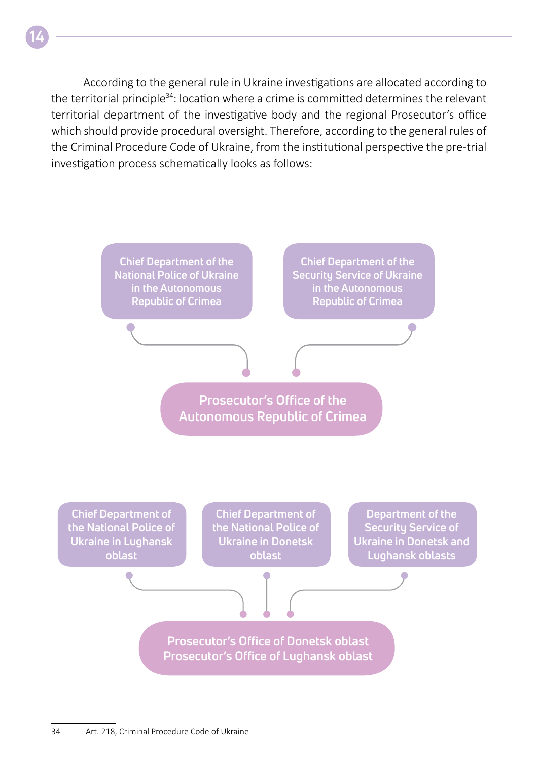According to the general rule in Ukraine investigations are allocated according to the territorial principle[34]: location where a crime is committed determines the relevant territorial department of the investigative body and the regional Prosecutor's office which should provide procedural oversight. Therefore, according to the general rules of the Criminal Procedure Code of Ukraine, from the institutional perspective the pre-trial investigation process schematically looks as follows:

Chief Department of the National Police of Ukraine in the Autonomous Republic of Crimea

Chief Department of the Security Service of Ukraine in the Autonomous Republic of Crimea

Prosecutor's Office of the Autonomous Republic of Crimea

Chief Department of the National Police of Ukraine in Lughansk oblast

Chief Department of the National Police of Ukraine in Donetsk oblast

Department of the Security Service of Ukraine in Donetsk and Lughansk oblasts

Prosecutor's Office of Donetsk oblast
Prosecutor's Office of Lughansk oblast

34 Art. 218, Criminal Procedure Code of Ukraine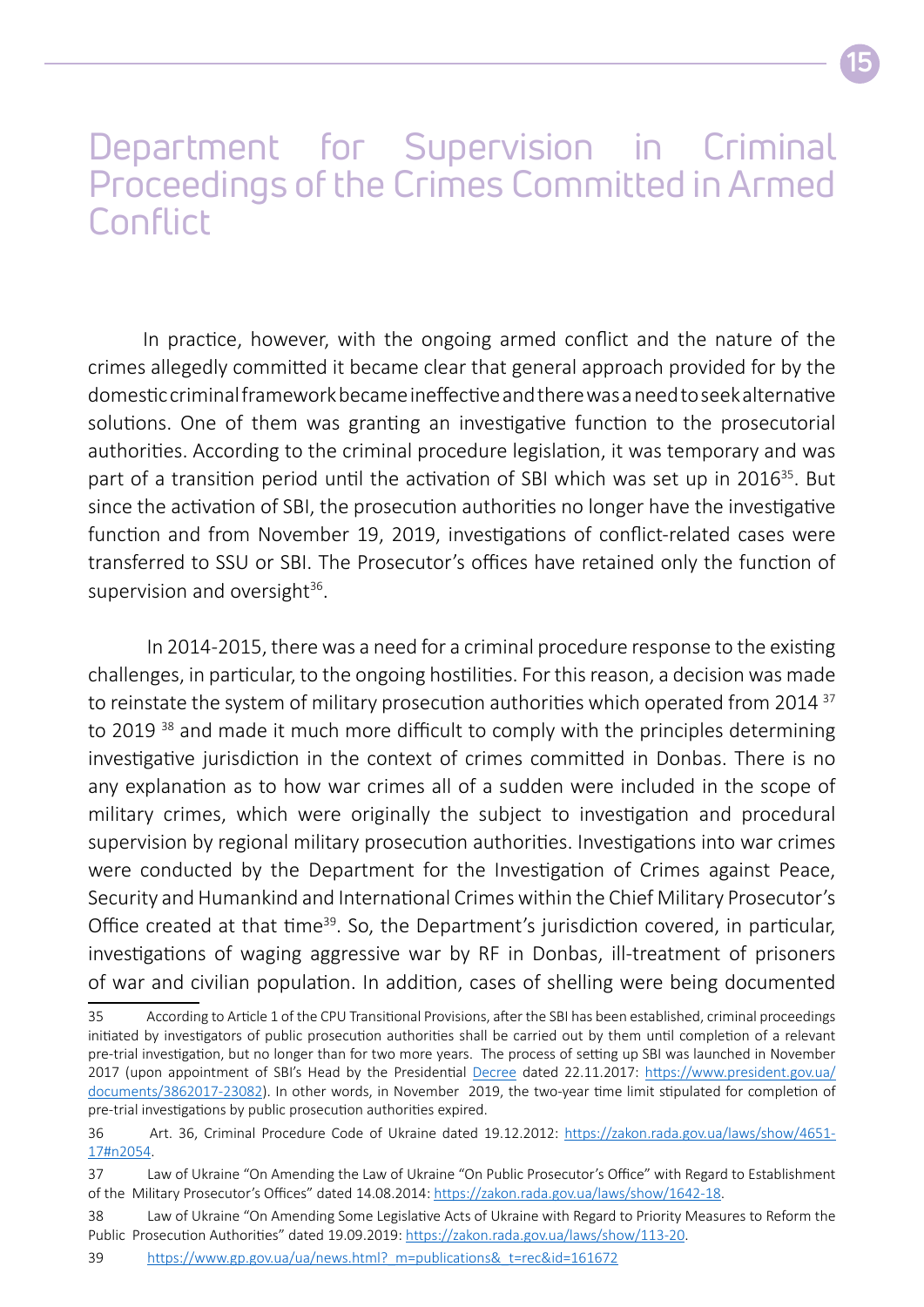# Department for Supervision in Criminal Proceedings of the Crimes Committed in Armed Conflict

In practice, however, with the ongoing armed conflict and the nature of the crimes allegedly committed it became clear that general approach provided for by the domestic criminal framework became ineffective and there was a need to seek alternative solutions. One of them was granting an investigative function to the prosecutorial authorities. According to the criminal procedure legislation, it was temporary and was part of a transition period until the activation of SBI which was set up in 2016[35]. But since the activation of SBI, the prosecution authorities no longer have the investigative function and from November 19, 2019, investigations of conflict-related cases were transferred to SSU or SBI. The Prosecutor's offices have retained only the function of supervision and oversight[36].

In 2014-2015, there was a need for a criminal procedure response to the existing challenges, in particular, to the ongoing hostilities. For this reason, a decision was made to reinstate the system of military prosecution authorities which operated from 2014 [37] to 2019 [38] and made it much more difficult to comply with the principles determining investigative jurisdiction in the context of crimes committed in Donbas. There is no any explanation as to how war crimes all of a sudden were included in the scope of military crimes, which were originally the subject to investigation and procedural supervision by regional military prosecution authorities. Investigations into war crimes were conducted by the Department for the Investigation of Crimes against Peace, Security and Humankind and International Crimes within the Chief Military Prosecutor's Office created at that time[39]. So, the Department's jurisdiction covered, in particular, investigations of waging aggressive war by RF in Donbas, ill-treatment of prisoners of war and civilian population. In addition, cases of shelling were being documented

---

35 According to Article 1 of the CPU Transitional Provisions, after the SBI has been established, criminal proceedings initiated by investigators of public prosecution authorities shall be carried out by them until completion of a relevant pre-trial investigation, but no longer than for two more years. The process of setting up SBI was launched in November 2017 (upon appointment of SBI's Head by the Presidential [Decree](https://www.president.gov.ua/documents/3862017-23082) dated 22.11.2017: https://www.president.gov.ua/documents/3862017-23082). In other words, in November 2019, the two-year time limit stipulated for completion of pre-trial investigations by public prosecution authorities expired.

36 Art. 36, Criminal Procedure Code of Ukraine dated 19.12.2012: https://zakon.rada.gov.ua/laws/show/4651-17#n2054.

37 Law of Ukraine "On Amending the Law of Ukraine "On Public Prosecutor's Office" with Regard to Establishment of the Military Prosecutor's Offices" dated 14.08.2014: https://zakon.rada.gov.ua/laws/show/1642-18.

38 Law of Ukraine "On Amending Some Legislative Acts of Ukraine with Regard to Priority Measures to Reform the Public Prosecution Authorities" dated 19.09.2019: https://zakon.rada.gov.ua/laws/show/113-20.

39 https://www.gp.gov.ua/ua/news.html?_m=publications&_t=rec&id=161672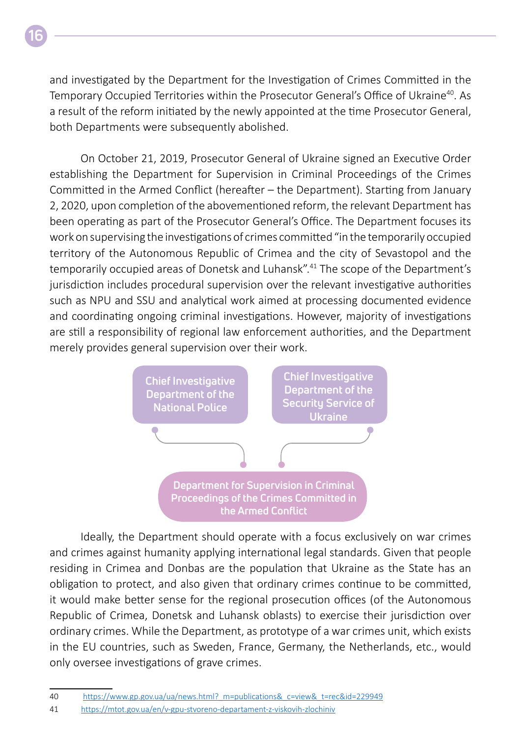and investigated by the Department for the Investigation of Crimes Committed in the Temporary Occupied Territories within the Prosecutor General's Office of Ukraine[40]. As a result of the reform initiated by the newly appointed at the time Prosecutor General, both Departments were subsequently abolished.

On October 21, 2019, Prosecutor General of Ukraine signed an Executive Order establishing the Department for Supervision in Criminal Proceedings of the Crimes Committed in the Armed Conflict (hereafter – the Department). Starting from January 2, 2020, upon completion of the abovementioned reform, the relevant Department has been operating as part of the Prosecutor General's Office. The Department focuses its work on supervising the investigations of crimes committed "in the temporarily occupied territory of the Autonomous Republic of Crimea and the city of Sevastopol and the temporarily occupied areas of Donetsk and Luhansk".[41] The scope of the Department's jurisdiction includes procedural supervision over the relevant investigative authorities such as NPU and SSU and analytical work aimed at processing documented evidence and coordinating ongoing criminal investigations. However, majority of investigations are still a responsibility of regional law enforcement authorities, and the Department merely provides general supervision over their work.

Chief Investigative Department of the National Police

Chief Investigative Department of the Security Service of Ukraine

Department for Supervision in Criminal Proceedings of the Crimes Committed in the Armed Conflict

Ideally, the Department should operate with a focus exclusively on war crimes and crimes against humanity applying international legal standards. Given that people residing in Crimea and Donbas are the population that Ukraine as the State has an obligation to protect, and also given that ordinary crimes continue to be committed, it would make better sense for the regional prosecution offices (of the Autonomous Republic of Crimea, Donetsk and Luhansk oblasts) to exercise their jurisdiction over ordinary crimes. While the Department, as prototype of a war crimes unit, which exists in the EU countries, such as Sweden, France, Germany, the Netherlands, etc., would only oversee investigations of grave crimes.

---

40 https://www.gp.gov.ua/ua/news.html?_m=publications&_c=view&_t=rec&id=229949

41 https://mtot.gov.ua/en/v-gpu-stvoreno-departament-z-viskovih-zlochiniv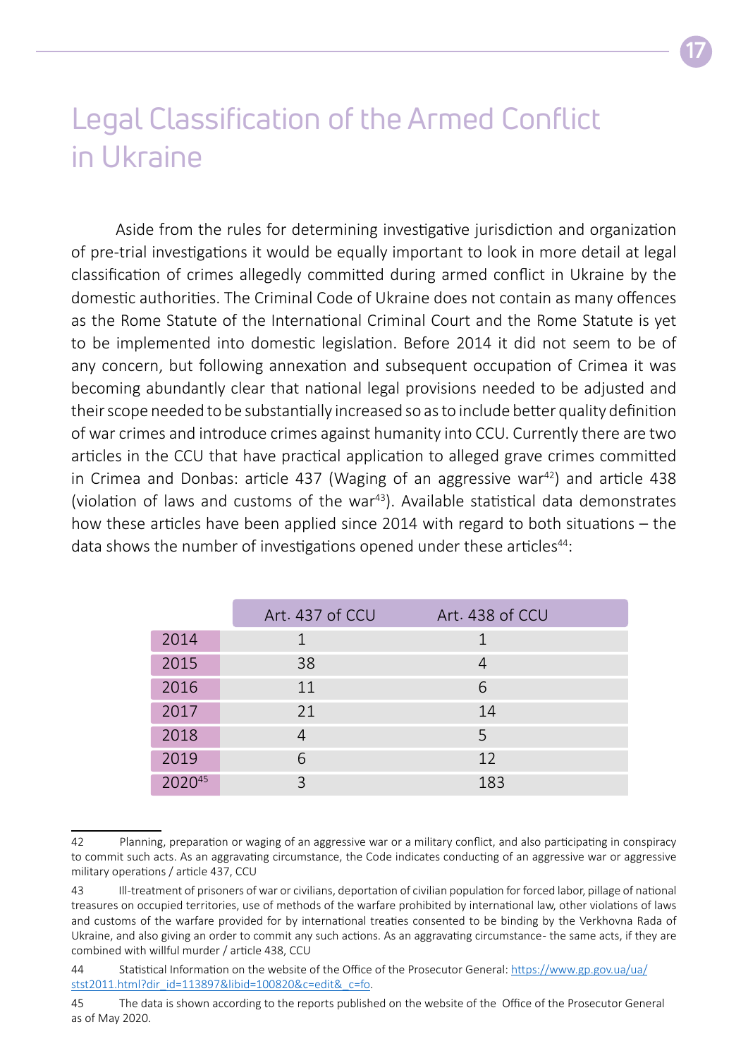# Legal Classification of the Armed Conflict in Ukraine

Aside from the rules for determining investigative jurisdiction and organization of pre-trial investigations it would be equally important to look in more detail at legal classification of crimes allegedly committed during armed conflict in Ukraine by the domestic authorities. The Criminal Code of Ukraine does not contain as many offences as the Rome Statute of the International Criminal Court and the Rome Statute is yet to be implemented into domestic legislation. Before 2014 it did not seem to be of any concern, but following annexation and subsequent occupation of Crimea it was becoming abundantly clear that national legal provisions needed to be adjusted and their scope needed to be substantially increased so as to include better quality definition of war crimes and introduce crimes against humanity into CCU. Currently there are two articles in the CCU that have practical application to alleged grave crimes committed in Crimea and Donbas: article 437 (Waging of an aggressive war[42]) and article 438 (violation of laws and customs of the war[43]). Available statistical data demonstrates how these articles have been applied since 2014 with regard to both situations – the data shows the number of investigations opened under these articles[44]:

| | Art. 437 of CCU | Art. 438 of CCU |
|---|---|---|
| 2014 | 1 | 1 |
| 2015 | 38 | 4 |
| 2016 | 11 | 6 |
| 2017 | 21 | 14 |
| 2018 | 4 | 5 |
| 2019 | 6 | 12 |
| 2020[45] | 3 | 183 |

---

42 Planning, preparation or waging of an aggressive war or a military conflict, and also participating in conspiracy to commit such acts. As an aggravating circumstance, the Code indicates conducting of an aggressive war or aggressive military operations / article 437, CCU

43 Ill-treatment of prisoners of war or civilians, deportation of civilian population for forced labor, pillage of national treasures on occupied territories, use of methods of the warfare prohibited by international law, other violations of laws and customs of the warfare provided for by international treaties consented to be binding by the Verkhovna Rada of Ukraine, and also giving an order to commit any such actions. As an aggravating circumstance- the same acts, if they are combined with willful murder / article 438, CCU

44 Statistical Information on the website of the Office of the Prosecutor General: https://www.gp.gov.ua/ua/stst2011.html?dir_id=113897&libid=100820&c=edit&_c=fo.

45 The data is shown according to the reports published on the website of the Office of the Prosecutor General as of May 2020.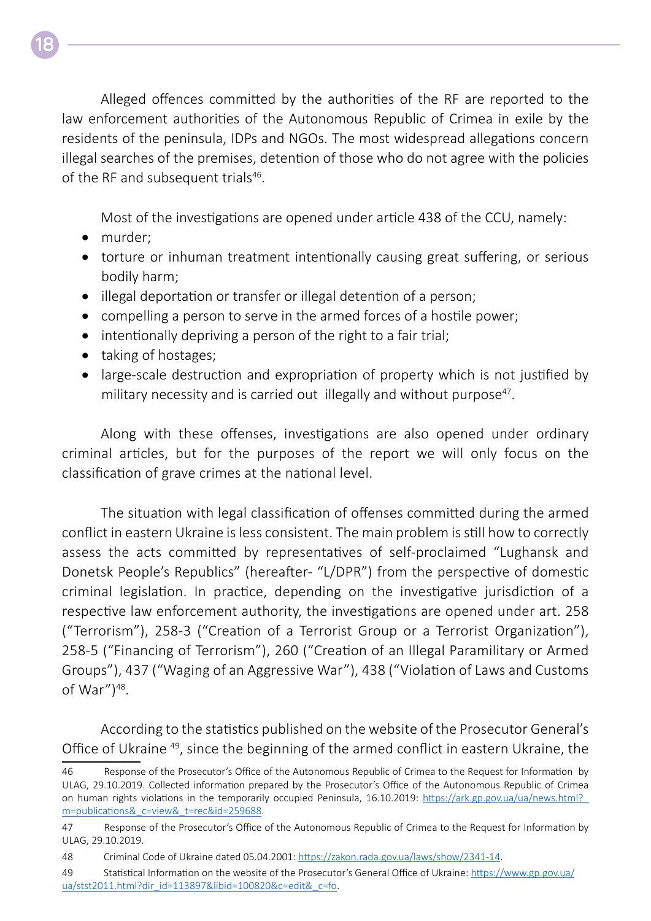Alleged offences committed by the authorities of the RF are reported to the law enforcement authorities of the Autonomous Republic of Crimea in exile by the residents of the peninsula, IDPs and NGOs. The most widespread allegations concern illegal searches of the premises, detention of those who do not agree with the policies of the RF and subsequent trials[46].

Most of the investigations are opened under article 438 of the CCU, namely:

- murder;
- torture or inhuman treatment intentionally causing great suffering, or serious bodily harm;
- illegal deportation or transfer or illegal detention of a person;
- compelling a person to serve in the armed forces of a hostile power;
- intentionally depriving a person of the right to a fair trial;
- taking of hostages;
- large-scale destruction and expropriation of property which is not justified by military necessity and is carried out illegally and without purpose[47].

Along with these offenses, investigations are also opened under ordinary criminal articles, but for the purposes of the report we will only focus on the classification of grave crimes at the national level.

The situation with legal classification of offenses committed during the armed conflict in eastern Ukraine is less consistent. The main problem is still how to correctly assess the acts committed by representatives of self-proclaimed "Lughansk and Donetsk People's Republics" (hereafter- "L/DPR") from the perspective of domestic criminal legislation. In practice, depending on the investigative jurisdiction of a respective law enforcement authority, the investigations are opened under art. 258 ("Terrorism"), 258-3 ("Creation of a Terrorist Group or a Terrorist Organization"), 258-5 ("Financing of Terrorism"), 260 ("Creation of an Illegal Paramilitary or Armed Groups"), 437 ("Waging of an Aggressive War"), 438 ("Violation of Laws and Customs of War")[48].

According to the statistics published on the website of the Prosecutor General's Office of Ukraine [49], since the beginning of the armed conflict in eastern Ukraine, the

---

46 Response of the Prosecutor's Office of the Autonomous Republic of Crimea to the Request for Information by ULAG, 29.10.2019. Collected information prepared by the Prosecutor's Office of the Autonomous Republic of Crimea on human rights violations in the temporarily occupied Peninsula, 16.10.2019: https://ark.gp.gov.ua/ua/news.html?_m=publications&_c=view&_t=rec&id=259688.

47 Response of the Prosecutor's Office of the Autonomous Republic of Crimea to the Request for Information by ULAG, 29.10.2019.

48 Criminal Code of Ukraine dated 05.04.2001: https://zakon.rada.gov.ua/laws/show/2341-14.

49 Statistical Information on the website of the Prosecutor's General Office of Ukraine: https://www.gp.gov.ua/ua/stst2011.html?dir_id=113897&libid=100820&c=edit&_c=fo.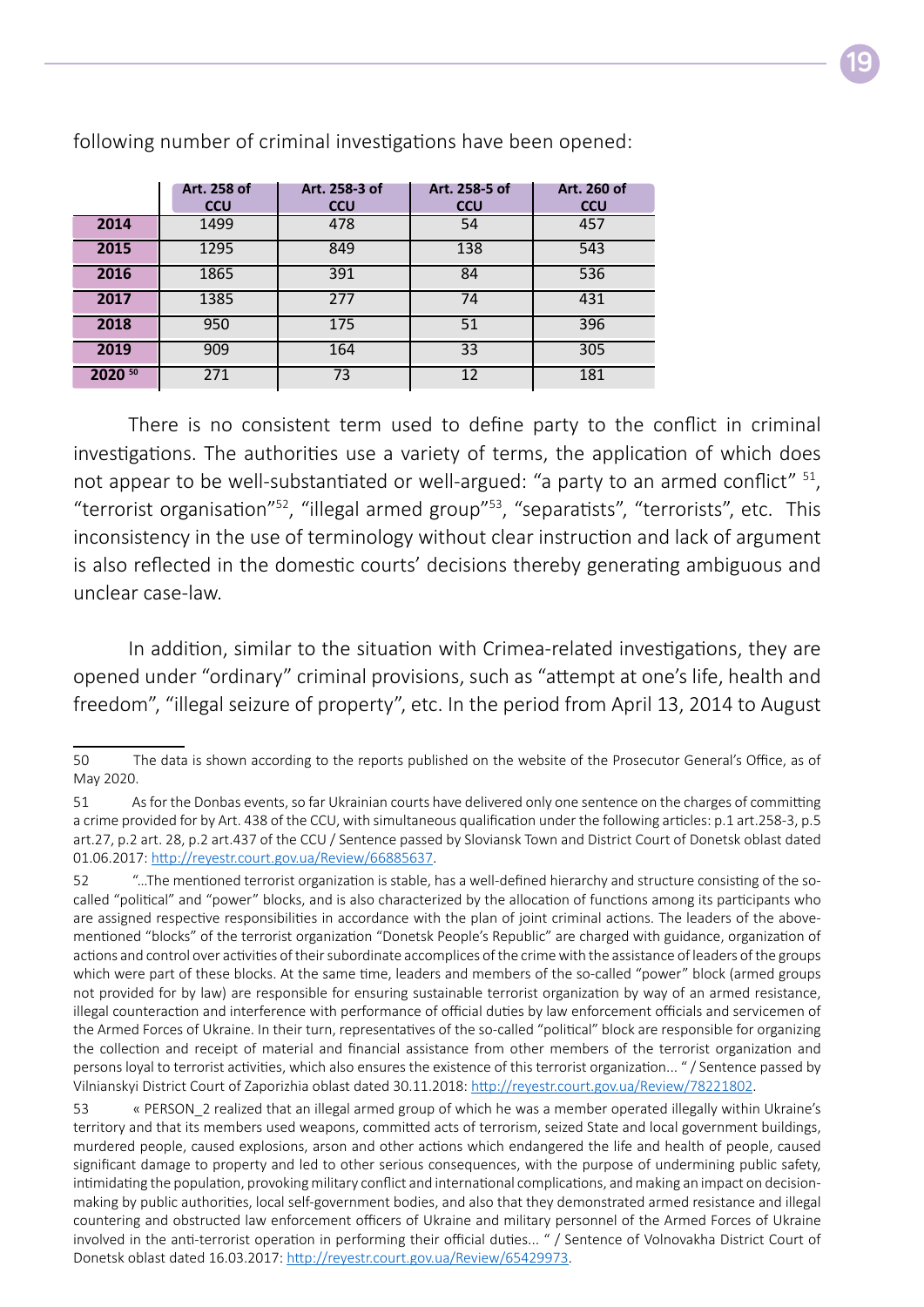following number of criminal investigations have been opened:

| | Art. 258 of CCU | Art. 258-3 of CCU | Art. 258-5 of CCU | Art. 260 of CCU |
|---|---|---|---|---|
| **2014** | 1499 | 478 | 54 | 457 |
| **2015** | 1295 | 849 | 138 | 543 |
| **2016** | 1865 | 391 | 84 | 536 |
| **2017** | 1385 | 277 | 74 | 431 |
| **2018** | 950 | 175 | 51 | 396 |
| **2019** | 909 | 164 | 33 | 305 |
| **2020** [50] | 271 | 73 | 12 | 181 |

There is no consistent term used to define party to the conflict in criminal investigations. The authorities use a variety of terms, the application of which does not appear to be well-substantiated or well-argued: "a party to an armed conflict" [51], "terrorist organisation"[52], "illegal armed group"[53], "separatists", "terrorists", etc. This inconsistency in the use of terminology without clear instruction and lack of argument is also reflected in the domestic courts' decisions thereby generating ambiguous and unclear case-law.

In addition, similar to the situation with Crimea-related investigations, they are opened under "ordinary" criminal provisions, such as "attempt at one's life, health and freedom", "illegal seizure of property", etc. In the period from April 13, 2014 to August

---

50 The data is shown according to the reports published on the website of the Prosecutor General's Office, as of May 2020.

51 As for the Donbas events, so far Ukrainian courts have delivered only one sentence on the charges of committing a crime provided for by Art. 438 of the CCU, with simultaneous qualification under the following articles: p.1 art.258-3, p.5 art.27, p.2 art. 28, p.2 art.437 of the CCU / Sentence passed by Sloviansk Town and District Court of Donetsk oblast dated 01.06.2017: http://reyestr.court.gov.ua/Review/66885637.

52 "...The mentioned terrorist organization is stable, has a well-defined hierarchy and structure consisting of the so-called "political" and "power" blocks, and is also characterized by the allocation of functions among its participants who are assigned respective responsibilities in accordance with the plan of joint criminal actions. The leaders of the above-mentioned "blocks" of the terrorist organization "Donetsk People's Republic" are charged with guidance, organization of actions and control over activities of their subordinate accomplices of the crime with the assistance of leaders of the groups which were part of these blocks. At the same time, leaders and members of the so-called "power" block (armed groups not provided for by law) are responsible for ensuring sustainable terrorist organization by way of an armed resistance, illegal counteraction and interference with performance of official duties by law enforcement officials and servicemen of the Armed Forces of Ukraine. In their turn, representatives of the so-called "political" block are responsible for organizing the collection and receipt of material and financial assistance from other members of the terrorist organization and persons loyal to terrorist activities, which also ensures the existence of this terrorist organization... " / Sentence passed by Vilnianskyi District Court of Zaporizhia oblast dated 30.11.2018: http://reyestr.court.gov.ua/Review/78221802.

53 « PERSON_2 realized that an illegal armed group of which he was a member operated illegally within Ukraine's territory and that its members used weapons, committed acts of terrorism, seized State and local government buildings, murdered people, caused explosions, arson and other actions which endangered the life and health of people, caused significant damage to property and led to other serious consequences, with the purpose of undermining public safety, intimidating the population, provoking military conflict and international complications, and making an impact on decision-making by public authorities, local self-government bodies, and also that they demonstrated armed resistance and illegal countering and obstructed law enforcement officers of Ukraine and military personnel of the Armed Forces of Ukraine involved in the anti-terrorist operation in performing their official duties... " / Sentence of Volnovakha District Court of Donetsk oblast dated 16.03.2017: http://reyestr.court.gov.ua/Review/65429973.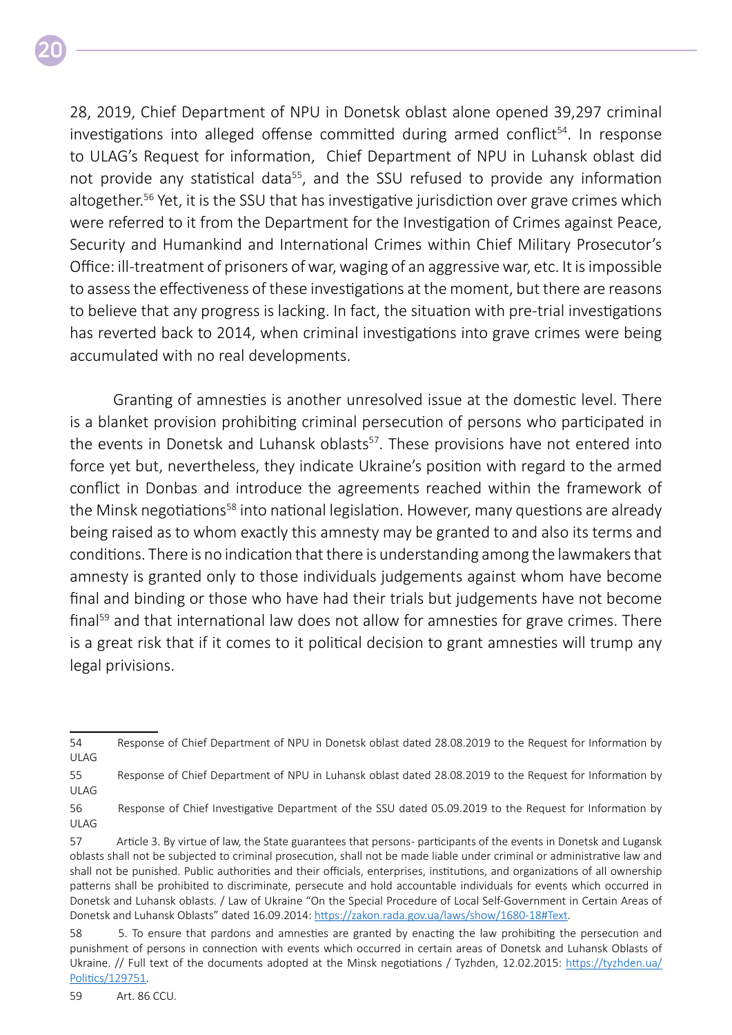28, 2019, Chief Department of NPU in Donetsk oblast alone opened 39,297 criminal investigations into alleged offense committed during armed conflict[54]. In response to ULAG's Request for information, Chief Department of NPU in Luhansk oblast did not provide any statistical data[55], and the SSU refused to provide any information altogether.[56] Yet, it is the SSU that has investigative jurisdiction over grave crimes which were referred to it from the Department for the Investigation of Crimes against Peace, Security and Humankind and International Crimes within Chief Military Prosecutor's Office: ill-treatment of prisoners of war, waging of an aggressive war, etc. It is impossible to assess the effectiveness of these investigations at the moment, but there are reasons to believe that any progress is lacking. In fact, the situation with pre-trial investigations has reverted back to 2014, when criminal investigations into grave crimes were being accumulated with no real developments.

Granting of amnesties is another unresolved issue at the domestic level. There is a blanket provision prohibiting criminal persecution of persons who participated in the events in Donetsk and Luhansk oblasts[57]. These provisions have not entered into force yet but, nevertheless, they indicate Ukraine's position with regard to the armed conflict in Donbas and introduce the agreements reached within the framework of the Minsk negotiations[58] into national legislation. However, many questions are already being raised as to whom exactly this amnesty may be granted to and also its terms and conditions. There is no indication that there is understanding among the lawmakers that amnesty is granted only to those individuals judgements against whom have become final and binding or those who have had their trials but judgements have not become final[59] and that international law does not allow for amnesties for grave crimes. There is a great risk that if it comes to it political decision to grant amnesties will trump any legal privisions.

---

54 Response of Chief Department of NPU in Donetsk oblast dated 28.08.2019 to the Request for Information by ULAG

55 Response of Chief Department of NPU in Luhansk oblast dated 28.08.2019 to the Request for Information by ULAG

56 Response of Chief Investigative Department of the SSU dated 05.09.2019 to the Request for Information by ULAG

57 Article 3. By virtue of law, the State guarantees that persons- participants of the events in Donetsk and Lugansk oblasts shall not be subjected to criminal prosecution, shall not be made liable under criminal or administrative law and shall not be punished. Public authorities and their officials, enterprises, institutions, and organizations of all ownership patterns shall be prohibited to discriminate, persecute and hold accountable individuals for events which occurred in Donetsk and Luhansk oblasts. / Law of Ukraine "On the Special Procedure of Local Self-Government in Certain Areas of Donetsk and Luhansk Oblasts" dated 16.09.2014: https://zakon.rada.gov.ua/laws/show/1680-18#Text.

58 5. To ensure that pardons and amnesties are granted by enacting the law prohibiting the persecution and punishment of persons in connection with events which occurred in certain areas of Donetsk and Luhansk Oblasts of Ukraine. // Full text of the documents adopted at the Minsk negotiations / Tyzhden, 12.02.2015: https://tyzhden.ua/Politics/129751.

59 Art. 86 CCU.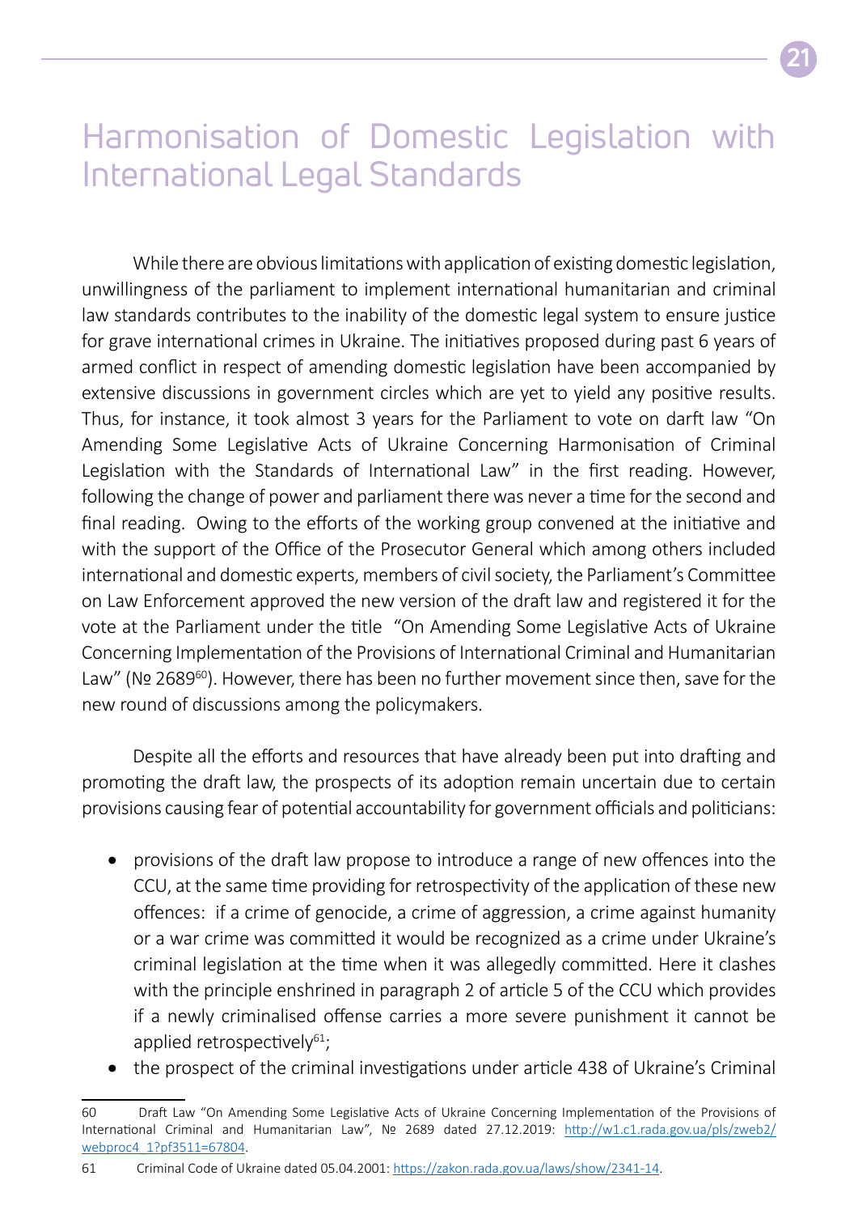# Harmonisation of Domestic Legislation with International Legal Standards

While there are obvious limitations with application of existing domestic legislation, unwillingness of the parliament to implement international humanitarian and criminal law standards contributes to the inability of the domestic legal system to ensure justice for grave international crimes in Ukraine. The initiatives proposed during past 6 years of armed conflict in respect of amending domestic legislation have been accompanied by extensive discussions in government circles which are yet to yield any positive results. Thus, for instance, it took almost 3 years for the Parliament to vote on darft law "On Amending Some Legislative Acts of Ukraine Concerning Harmonisation of Criminal Legislation with the Standards of International Law" in the first reading. However, following the change of power and parliament there was never a time for the second and final reading. Owing to the efforts of the working group convened at the initiative and with the support of the Office of the Prosecutor General which among others included international and domestic experts, members of civil society, the Parliament's Committee on Law Enforcement approved the new version of the draft law and registered it for the vote at the Parliament under the title "On Amending Some Legislative Acts of Ukraine Concerning Implementation of the Provisions of International Criminal and Humanitarian Law" (№ 2689[60]). However, there has been no further movement since then, save for the new round of discussions among the policymakers.

Despite all the efforts and resources that have already been put into drafting and promoting the draft law, the prospects of its adoption remain uncertain due to certain provisions causing fear of potential accountability for government officials and politicians:

- provisions of the draft law propose to introduce a range of new offences into the CCU, at the same time providing for retrospectivity of the application of these new offences: if a crime of genocide, a crime of aggression, a crime against humanity or a war crime was committed it would be recognized as a crime under Ukraine's criminal legislation at the time when it was allegedly committed. Here it clashes with the principle enshrined in paragraph 2 of article 5 of the CCU which provides if a newly criminalised offense carries a more severe punishment it cannot be applied retrospectively[61];
- the prospect of the criminal investigations under article 438 of Ukraine's Criminal

---

60 Draft Law "On Amending Some Legislative Acts of Ukraine Concerning Implementation of the Provisions of International Criminal and Humanitarian Law", № 2689 dated 27.12.2019: http://w1.c1.rada.gov.ua/pls/zweb2/webproc4_1?pf3511=67804.

61 Criminal Code of Ukraine dated 05.04.2001: https://zakon.rada.gov.ua/laws/show/2341-14.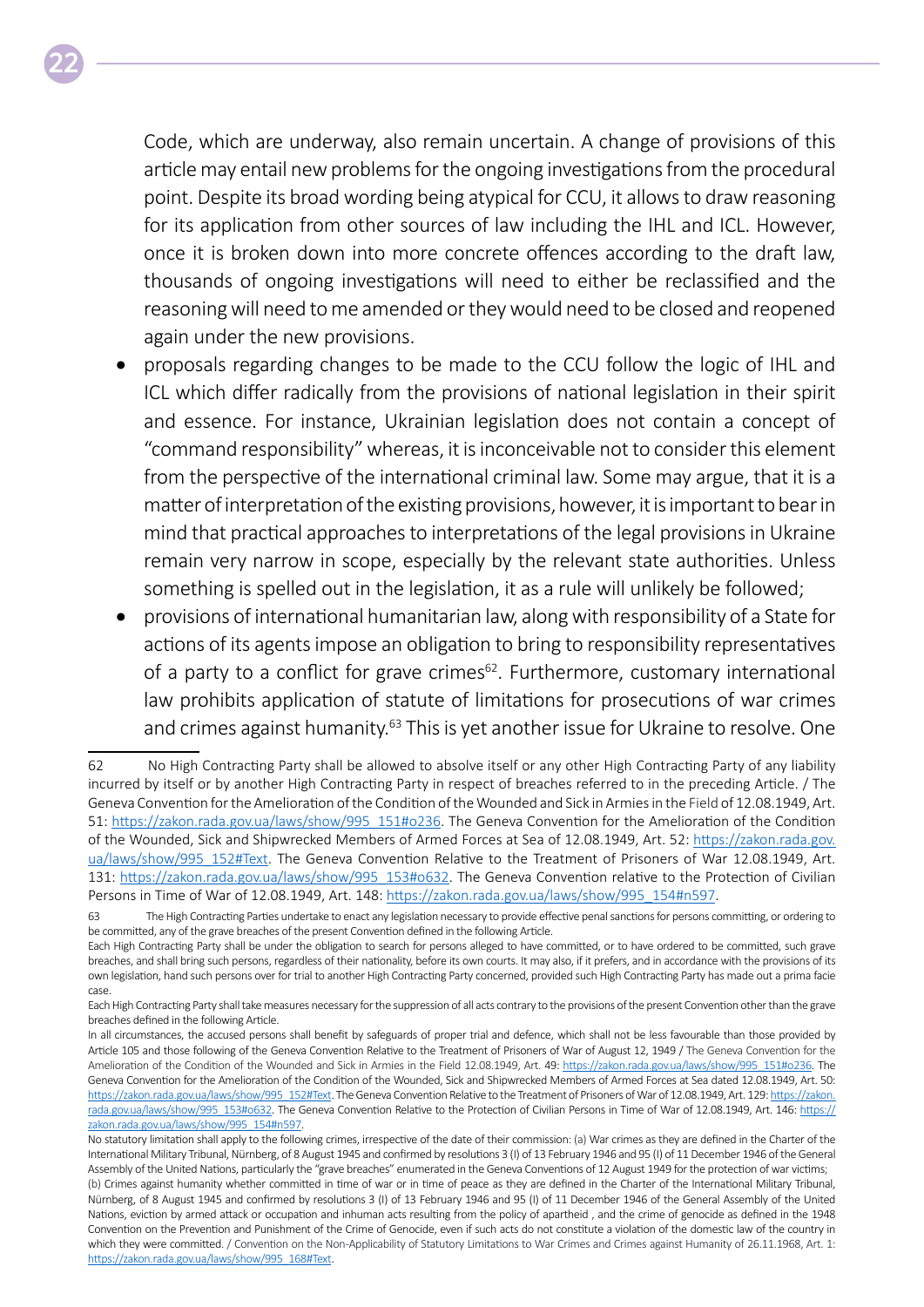Code, which are underway, also remain uncertain. A change of provisions of this article may entail new problems for the ongoing investigations from the procedural point. Despite its broad wording being atypical for CCU, it allows to draw reasoning for its application from other sources of law including the IHL and ICL. However, once it is broken down into more concrete offences according to the draft law, thousands of ongoing investigations will need to either be reclassified and the reasoning will need to me amended or they would need to be closed and reopened again under the new provisions.

- proposals regarding changes to be made to the CCU follow the logic of IHL and ICL which differ radically from the provisions of national legislation in their spirit and essence. For instance, Ukrainian legislation does not contain a concept of "command responsibility" whereas, it is inconceivable not to consider this element from the perspective of the international criminal law. Some may argue, that it is a matter of interpretation of the existing provisions, however, it is important to bear in mind that practical approaches to interpretations of the legal provisions in Ukraine remain very narrow in scope, especially by the relevant state authorities. Unless something is spelled out in the legislation, it as a rule will unlikely be followed;
- provisions of international humanitarian law, along with responsibility of a State for actions of its agents impose an obligation to bring to responsibility representatives of a party to a conflict for grave crimes[62]. Furthermore, customary international law prohibits application of statute of limitations for prosecutions of war crimes and crimes against humanity.[63] This is yet another issue for Ukraine to resolve. One

---

62 No High Contracting Party shall be allowed to absolve itself or any other High Contracting Party of any liability incurred by itself or by another High Contracting Party in respect of breaches referred to in the preceding Article. / The Geneva Convention for the Amelioration of the Condition of the Wounded and Sick in Armies in the Field of 12.08.1949, Art. 51: https://zakon.rada.gov.ua/laws/show/995_151#o236. The Geneva Convention for the Amelioration of the Condition of the Wounded, Sick and Shipwrecked Members of Armed Forces at Sea of 12.08.1949, Art. 52: https://zakon.rada.gov.ua/laws/show/995_152#Text. The Geneva Convention Relative to the Treatment of Prisoners of War 12.08.1949, Art. 131: https://zakon.rada.gov.ua/laws/show/995_153#o632. The Geneva Convention relative to the Protection of Civilian Persons in Time of War of 12.08.1949, Art. 148: https://zakon.rada.gov.ua/laws/show/995_154#n597.

63 The High Contracting Parties undertake to enact any legislation necessary to provide effective penal sanctions for persons committing, or ordering to be committed, any of the grave breaches of the present Convention defined in the following Article.

Each High Contracting Party shall be under the obligation to search for persons alleged to have committed, or to have ordered to be committed, such grave breaches, and shall bring such persons, regardless of their nationality, before its own courts. It may also, if it prefers, and in accordance with the provisions of its own legislation, hand such persons over for trial to another High Contracting Party concerned, provided such High Contracting Party has made out a prima facie case.

Each High Contracting Party shall take measures necessary for the suppression of all acts contrary to the provisions of the present Convention other than the grave breaches defined in the following Article.

In all circumstances, the accused persons shall benefit by safeguards of proper trial and defence, which shall not be less favourable than those provided by Article 105 and those following of the Geneva Convention Relative to the Treatment of Prisoners of War of August 12, 1949 / The Geneva Convention for the Amelioration of the Condition of the Wounded and Sick in Armies in the Field 12.08.1949, Art. 49: https://zakon.rada.gov.ua/laws/show/995_151#o236. The Geneva Convention for the Amelioration of the Condition of the Wounded, Sick and Shipwrecked Members of Armed Forces at Sea dated 12.08.1949, Art. 50: https://zakon.rada.gov.ua/laws/show/995_152#Text. The Geneva Convention Relative to the Treatment of Prisoners of War of 12.08.1949, Art. 129: https://zakon.rada.gov.ua/laws/show/995_153#o632. The Geneva Convention Relative to the Protection of Civilian Persons in Time of War of 12.08.1949, Art. 146: https://zakon.rada.gov.ua/laws/show/995_154#n597.

No statutory limitation shall apply to the following crimes, irrespective of the date of their commission: (a) War crimes as they are defined in the Charter of the International Military Tribunal, Nürnberg, of 8 August 1945 and confirmed by resolutions 3 (I) of 13 February 1946 and 95 (I) of 11 December 1946 of the General Assembly of the United Nations, particularly the "grave breaches" enumerated in the Geneva Conventions of 12 August 1949 for the protection of war victims; (b) Crimes against humanity whether committed in time of war or in time of peace as they are defined in the Charter of the International Military Tribunal, Nürnberg, of 8 August 1945 and confirmed by resolutions 3 (I) of 13 February 1946 and 95 (I) of 11 December 1946 of the General Assembly of the United Nations, eviction by armed attack or occupation and inhuman acts resulting from the policy of apartheid , and the crime of genocide as defined in the 1948 Convention on the Prevention and Punishment of the Crime of Genocide, even if such acts do not constitute a violation of the domestic law of the country in which they were committed. / Convention on the Non-Applicability of Statutory Limitations to War Crimes and Crimes against Humanity of 26.11.1968, Art. 1: https://zakon.rada.gov.ua/laws/show/995_168#Text.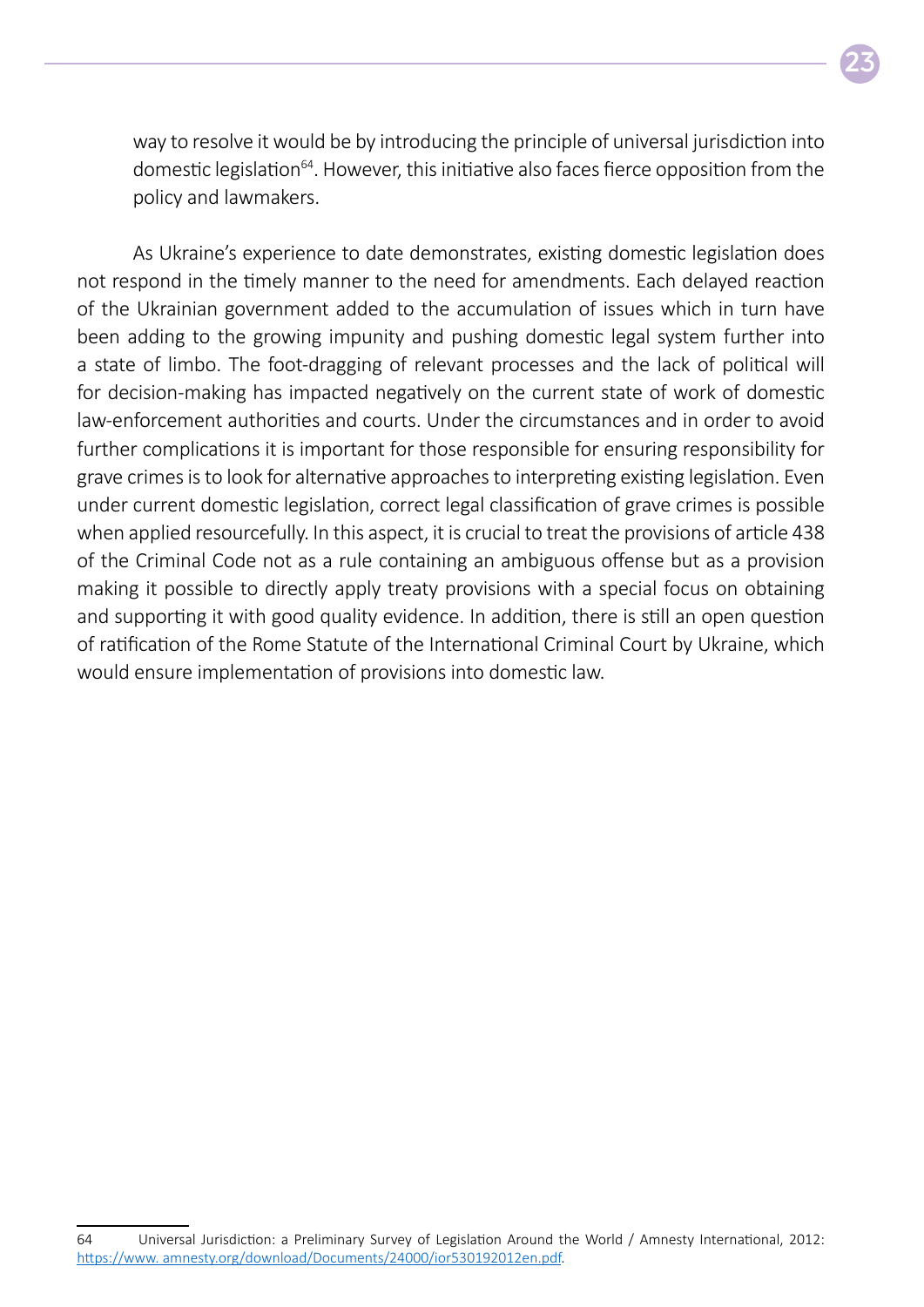way to resolve it would be by introducing the principle of universal jurisdiction into domestic legislation[64]. However, this initiative also faces fierce opposition from the policy and lawmakers.

As Ukraine's experience to date demonstrates, existing domestic legislation does not respond in the timely manner to the need for amendments. Each delayed reaction of the Ukrainian government added to the accumulation of issues which in turn have been adding to the growing impunity and pushing domestic legal system further into a state of limbo. The foot-dragging of relevant processes and the lack of political will for decision-making has impacted negatively on the current state of work of domestic law-enforcement authorities and courts. Under the circumstances and in order to avoid further complications it is important for those responsible for ensuring responsibility for grave crimes is to look for alternative approaches to interpreting existing legislation. Even under current domestic legislation, correct legal classification of grave crimes is possible when applied resourcefully. In this aspect, it is crucial to treat the provisions of article 438 of the Criminal Code not as a rule containing an ambiguous offense but as a provision making it possible to directly apply treaty provisions with a special focus on obtaining and supporting it with good quality evidence. In addition, there is still an open question of ratification of the Rome Statute of the International Criminal Court by Ukraine, which would ensure implementation of provisions into domestic law.

---

64 Universal Jurisdiction: a Preliminary Survey of Legislation Around the World / Amnesty International, 2012: https://www. amnesty.org/download/Documents/24000/ior530192012en.pdf.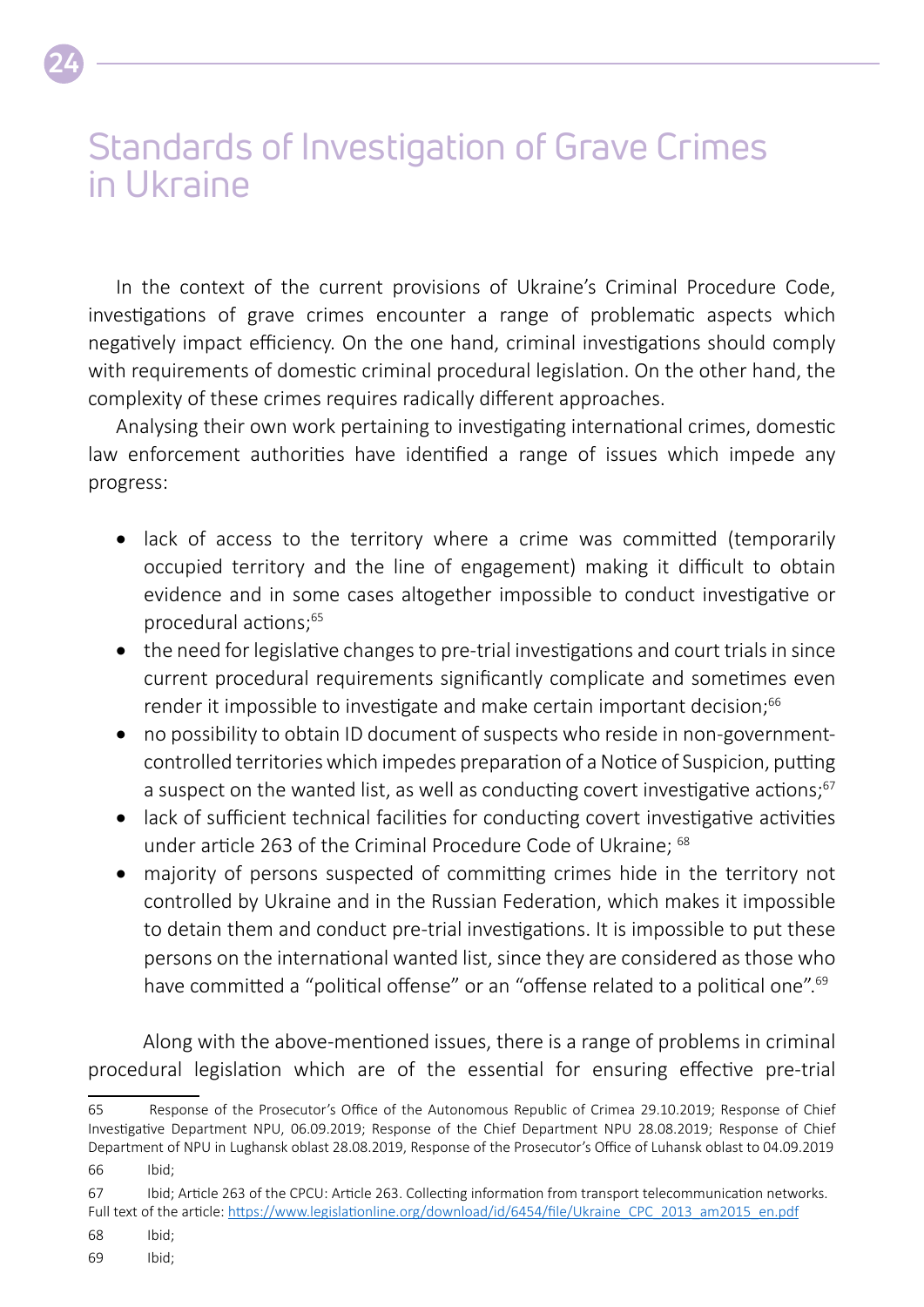# Standards of Investigation of Grave Crimes in Ukraine

In the context of the current provisions of Ukraine's Criminal Procedure Code, investigations of grave crimes encounter a range of problematic aspects which negatively impact efficiency. On the one hand, criminal investigations should comply with requirements of domestic criminal procedural legislation. On the other hand, the complexity of these crimes requires radically different approaches.

Analysing their own work pertaining to investigating international crimes, domestic law enforcement authorities have identified a range of issues which impede any progress:

- lack of access to the territory where a crime was committed (temporarily occupied territory and the line of engagement) making it difficult to obtain evidence and in some cases altogether impossible to conduct investigative or procedural actions;[65]
- the need for legislative changes to pre-trial investigations and court trials in since current procedural requirements significantly complicate and sometimes even render it impossible to investigate and make certain important decision;[66]
- no possibility to obtain ID document of suspects who reside in non-government-controlled territories which impedes preparation of a Notice of Suspicion, putting a suspect on the wanted list, as well as conducting covert investigative actions;[67]
- lack of sufficient technical facilities for conducting covert investigative activities under article 263 of the Criminal Procedure Code of Ukraine; [68]
- majority of persons suspected of committing crimes hide in the territory not controlled by Ukraine and in the Russian Federation, which makes it impossible to detain them and conduct pre-trial investigations. It is impossible to put these persons on the international wanted list, since they are considered as those who have committed a "political offense" or an "offense related to a political one".[69]

Along with the above-mentioned issues, there is a range of problems in criminal procedural legislation which are of the essential for ensuring effective pre-trial

---

65 Response of the Prosecutor's Office of the Autonomous Republic of Crimea 29.10.2019; Response of Chief Investigative Department NPU, 06.09.2019; Response of the Chief Department NPU 28.08.2019; Response of Chief Department of NPU in Lughansk oblast 28.08.2019, Response of the Prosecutor's Office of Luhansk oblast to 04.09.2019

66 Ibid;

67 Ibid; Article 263 of the CPCU: Article 263. Collecting information from transport telecommunication networks. Full text of the article: https://www.legislationline.org/download/id/6454/file/Ukraine_CPC_2013_am2015_en.pdf

68 Ibid;

69 Ibid;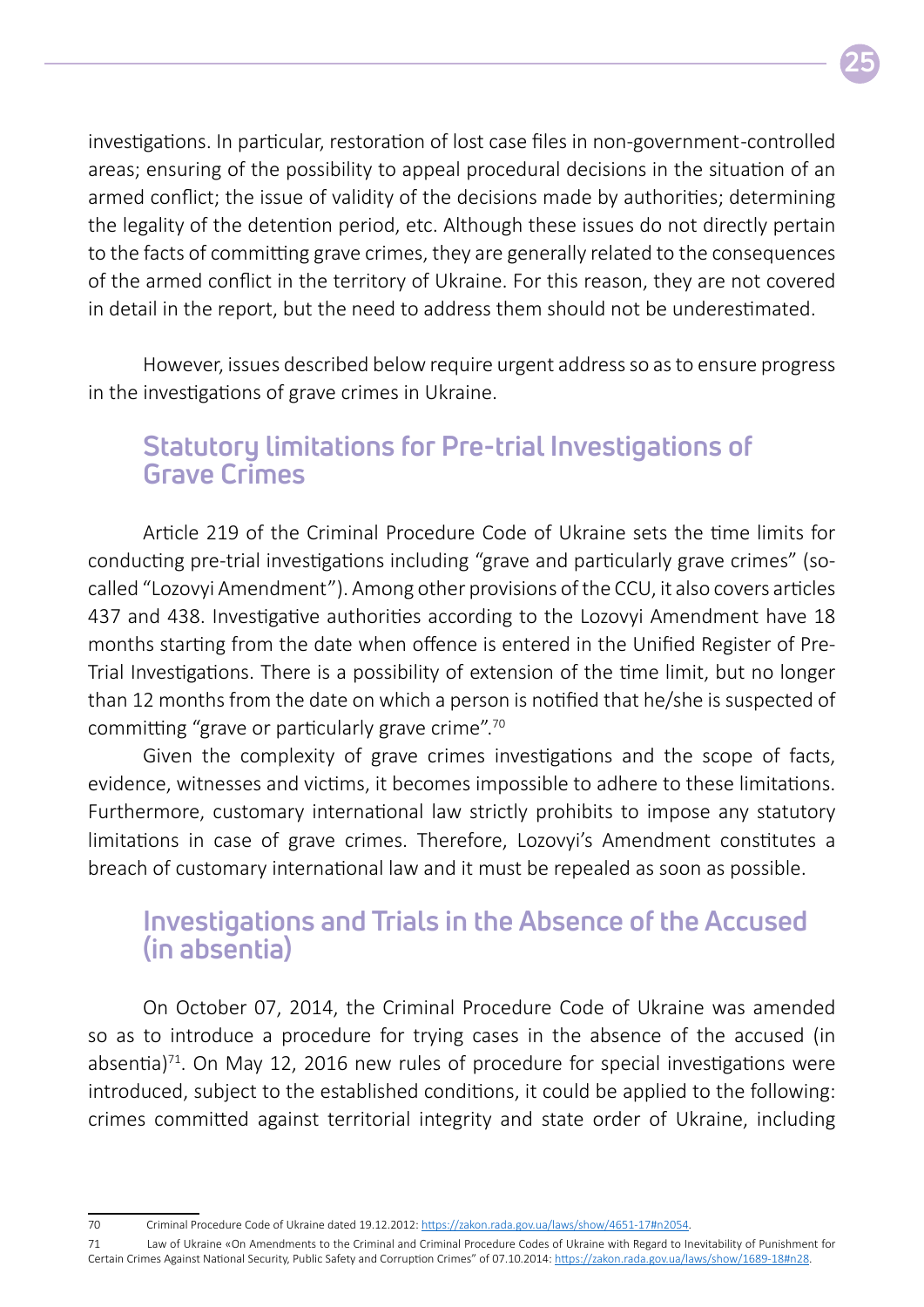investigations. In particular, restoration of lost case files in non-government-controlled areas; ensuring of the possibility to appeal procedural decisions in the situation of an armed conflict; the issue of validity of the decisions made by authorities; determining the legality of the detention period, etc. Although these issues do not directly pertain to the facts of committing grave crimes, they are generally related to the consequences of the armed conflict in the territory of Ukraine. For this reason, they are not covered in detail in the report, but the need to address them should not be underestimated.

However, issues described below require urgent address so as to ensure progress in the investigations of grave crimes in Ukraine.

## Statutory limitations for Pre-trial Investigations of Grave Crimes

Article 219 of the Criminal Procedure Code of Ukraine sets the time limits for conducting pre-trial investigations including "grave and particularly grave crimes" (so-called "Lozovyi Amendment"). Among other provisions of the CCU, it also covers articles 437 and 438. Investigative authorities according to the Lozovyi Amendment have 18 months starting from the date when offence is entered in the Unified Register of Pre-Trial Investigations. There is a possibility of extension of the time limit, but no longer than 12 months from the date on which a person is notified that he/she is suspected of committing "grave or particularly grave crime".[70]

Given the complexity of grave crimes investigations and the scope of facts, evidence, witnesses and victims, it becomes impossible to adhere to these limitations. Furthermore, customary international law strictly prohibits to impose any statutory limitations in case of grave crimes. Therefore, Lozovyi's Amendment constitutes a breach of customary international law and it must be repealed as soon as possible.

## Investigations and Trials in the Absence of the Accused (in absentia)

On October 07, 2014, the Criminal Procedure Code of Ukraine was amended so as to introduce a procedure for trying cases in the absence of the accused (in absentia)[71]. On May 12, 2016 new rules of procedure for special investigations were introduced, subject to the established conditions, it could be applied to the following: crimes committed against territorial integrity and state order of Ukraine, including

---

70 Criminal Procedure Code of Ukraine dated 19.12.2012: https://zakon.rada.gov.ua/laws/show/4651-17#n2054.

71 Law of Ukraine «On Amendments to the Criminal and Criminal Procedure Codes of Ukraine with Regard to Inevitability of Punishment for Certain Crimes Against National Security, Public Safety and Corruption Crimes" of 07.10.2014: https://zakon.rada.gov.ua/laws/show/1689-18#n28.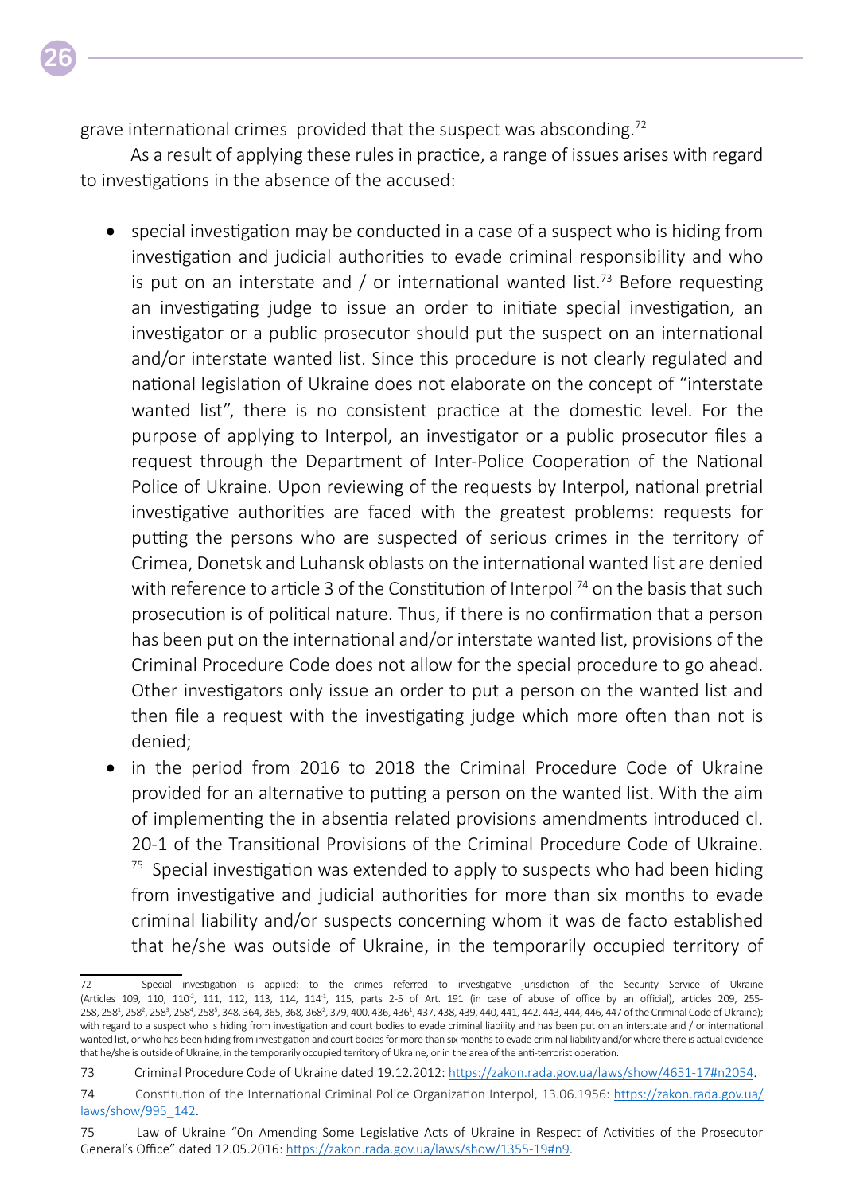grave international crimes  provided that the suspect was absconding.[72]

As a result of applying these rules in practice, a range of issues arises with regard to investigations in the absence of the accused:

- special investigation may be conducted in a case of a suspect who is hiding from investigation and judicial authorities to evade criminal responsibility and who is put on an interstate and / or international wanted list.[73] Before requesting an investigating judge to issue an order to initiate special investigation, an investigator or a public prosecutor should put the suspect on an international and/or interstate wanted list. Since this procedure is not clearly regulated and national legislation of Ukraine does not elaborate on the concept of "interstate wanted list", there is no consistent practice at the domestic level. For the purpose of applying to Interpol, an investigator or a public prosecutor files a request through the Department of Inter-Police Cooperation of the National Police of Ukraine. Upon reviewing of the requests by Interpol, national pretrial investigative authorities are faced with the greatest problems: requests for putting the persons who are suspected of serious crimes in the territory of Crimea, Donetsk and Luhansk oblasts on the international wanted list are denied with reference to article 3 of the Constitution of Interpol [74] on the basis that such prosecution is of political nature. Thus, if there is no confirmation that a person has been put on the international and/or interstate wanted list, provisions of the Criminal Procedure Code does not allow for the special procedure to go ahead. Other investigators only issue an order to put a person on the wanted list and then file a request with the investigating judge which more often than not is denied;
- in the period from 2016 to 2018 the Criminal Procedure Code of Ukraine provided for an alternative to putting a person on the wanted list. With the aim of implementing the in absentia related provisions amendments introduced cl. 20-1 of the Transitional Provisions of the Criminal Procedure Code of Ukraine. [75] Special investigation was extended to apply to suspects who had been hiding from investigative and judicial authorities for more than six months to evade criminal liability and/or suspects concerning whom it was de facto established that he/she was outside of Ukraine, in the temporarily occupied territory of

---

72 Special investigation is applied: to the crimes referred to investigative jurisdiction of the Security Service of Ukraine (Articles 109, 110, 110-2, 111, 112, 113, 114, 114-1, 115, parts 2-5 of Art. 191 (in case of abuse of office by an official), articles 209, 255-258, 258-1, 258-2, 258-3, 258-4, 258-5, 348, 364, 365, 368, 368-2, 379, 400, 436, 436-1, 437, 438, 439, 440, 441, 442, 443, 444, 446, 447 of the Criminal Code of Ukraine); with regard to a suspect who is hiding from investigation and court bodies to evade criminal liability and has been put on an interstate and / or international wanted list, or who has been hiding from investigation and court bodies for more than six months to evade criminal liability and/or where there is actual evidence that he/she is outside of Ukraine, in the temporarily occupied territory of Ukraine, or in the area of the anti-terrorist operation.

73 Criminal Procedure Code of Ukraine dated 19.12.2012: https://zakon.rada.gov.ua/laws/show/4651-17#n2054.

74 Constitution of the International Criminal Police Organization Interpol, 13.06.1956: https://zakon.rada.gov.ua/laws/show/995_142.

75 Law of Ukraine "On Amending Some Legislative Acts of Ukraine in Respect of Activities of the Prosecutor General's Office" dated 12.05.2016: https://zakon.rada.gov.ua/laws/show/1355-19#n9.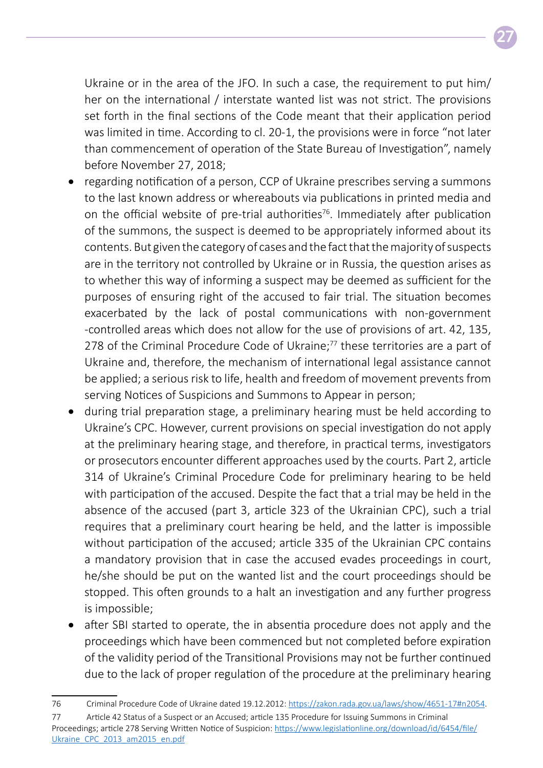Ukraine or in the area of the JFO. In such a case, the requirement to put him/her on the international / interstate wanted list was not strict. The provisions set forth in the final sections of the Code meant that their application period was limited in time. According to cl. 20-1, the provisions were in force "not later than commencement of operation of the State Bureau of Investigation", namely before November 27, 2018;

- regarding notification of a person, CCP of Ukraine prescribes serving a summons to the last known address or whereabouts via publications in printed media and on the official website of pre-trial authorities[76]. Immediately after publication of the summons, the suspect is deemed to be appropriately informed about its contents. But given the category of cases and the fact that the majority of suspects are in the territory not controlled by Ukraine or in Russia, the question arises as to whether this way of informing a suspect may be deemed as sufficient for the purposes of ensuring right of the accused to fair trial. The situation becomes exacerbated by the lack of postal communications with non-government -controlled areas which does not allow for the use of provisions of art. 42, 135, 278 of the Criminal Procedure Code of Ukraine;[77] these territories are a part of Ukraine and, therefore, the mechanism of international legal assistance cannot be applied; a serious risk to life, health and freedom of movement prevents from serving Notices of Suspicions and Summons to Appear in person;
- during trial preparation stage, a preliminary hearing must be held according to Ukraine's CPC. However, current provisions on special investigation do not apply at the preliminary hearing stage, and therefore, in practical terms, investigators or prosecutors encounter different approaches used by the courts. Part 2, article 314 of Ukraine's Criminal Procedure Code for preliminary hearing to be held with participation of the accused. Despite the fact that a trial may be held in the absence of the accused (part 3, article 323 of the Ukrainian CPC), such a trial requires that a preliminary court hearing be held, and the latter is impossible without participation of the accused; article 335 of the Ukrainian CPC contains a mandatory provision that in case the accused evades proceedings in court, he/she should be put on the wanted list and the court proceedings should be stopped. This often grounds to a halt an investigation and any further progress is impossible;
- after SBI started to operate, the in absentia procedure does not apply and the proceedings which have been commenced but not completed before expiration of the validity period of the Transitional Provisions may not be further continued due to the lack of proper regulation of the procedure at the preliminary hearing

---

76 Criminal Procedure Code of Ukraine dated 19.12.2012: https://zakon.rada.gov.ua/laws/show/4651-17#n2054.

77 Article 42 Status of a Suspect or an Accused; article 135 Procedure for Issuing Summons in Criminal Proceedings; article 278 Serving Written Notice of Suspicion: https://www.legislationline.org/download/id/6454/file/Ukraine_CPC_2013_am2015_en.pdf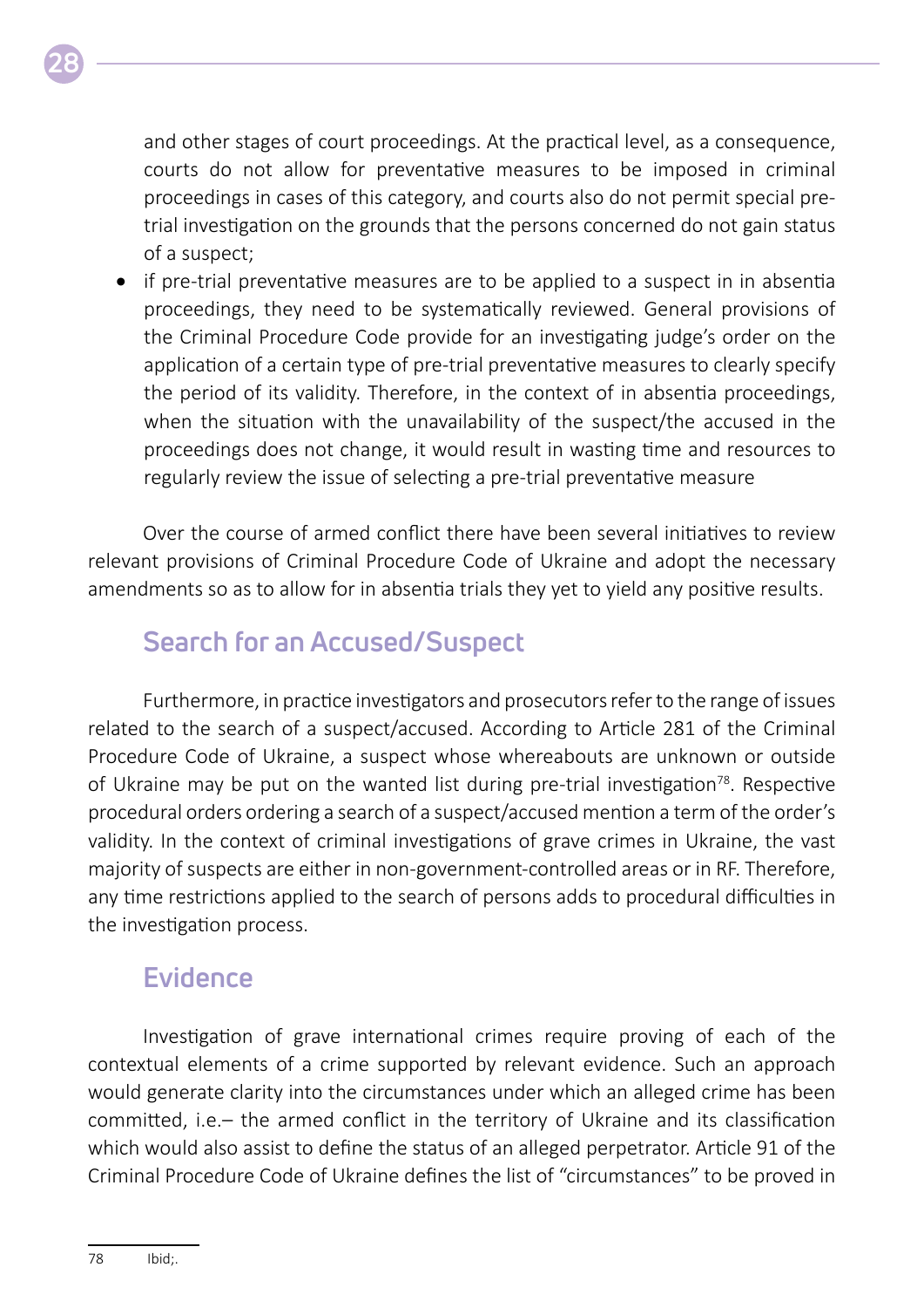and other stages of court proceedings. At the practical level, as a consequence, courts do not allow for preventative measures to be imposed in criminal proceedings in cases of this category, and courts also do not permit special pre-trial investigation on the grounds that the persons concerned do not gain status of a suspect;

- if pre-trial preventative measures are to be applied to a suspect in in absentia proceedings, they need to be systematically reviewed. General provisions of the Criminal Procedure Code provide for an investigating judge's order on the application of a certain type of pre-trial preventative measures to clearly specify the period of its validity. Therefore, in the context of in absentia proceedings, when the situation with the unavailability of the suspect/the accused in the proceedings does not change, it would result in wasting time and resources to regularly review the issue of selecting a pre-trial preventative measure

Over the course of armed conflict there have been several initiatives to review relevant provisions of Criminal Procedure Code of Ukraine and adopt the necessary amendments so as to allow for in absentia trials they yet to yield any positive results.

## Search for an Accused/Suspect

Furthermore, in practice investigators and prosecutors refer to the range of issues related to the search of a suspect/accused. According to Article 281 of the Criminal Procedure Code of Ukraine, a suspect whose whereabouts are unknown or outside of Ukraine may be put on the wanted list during pre-trial investigation[78]. Respective procedural orders ordering a search of a suspect/accused mention a term of the order's validity. In the context of criminal investigations of grave crimes in Ukraine, the vast majority of suspects are either in non-government-controlled areas or in RF. Therefore, any time restrictions applied to the search of persons adds to procedural difficulties in the investigation process.

## Evidence

Investigation of grave international crimes require proving of each of the contextual elements of a crime supported by relevant evidence. Such an approach would generate clarity into the circumstances under which an alleged crime has been committed, i.e.– the armed conflict in the territory of Ukraine and its classification which would also assist to define the status of an alleged perpetrator. Article 91 of the Criminal Procedure Code of Ukraine defines the list of "circumstances" to be proved in

---

78 Ibid;.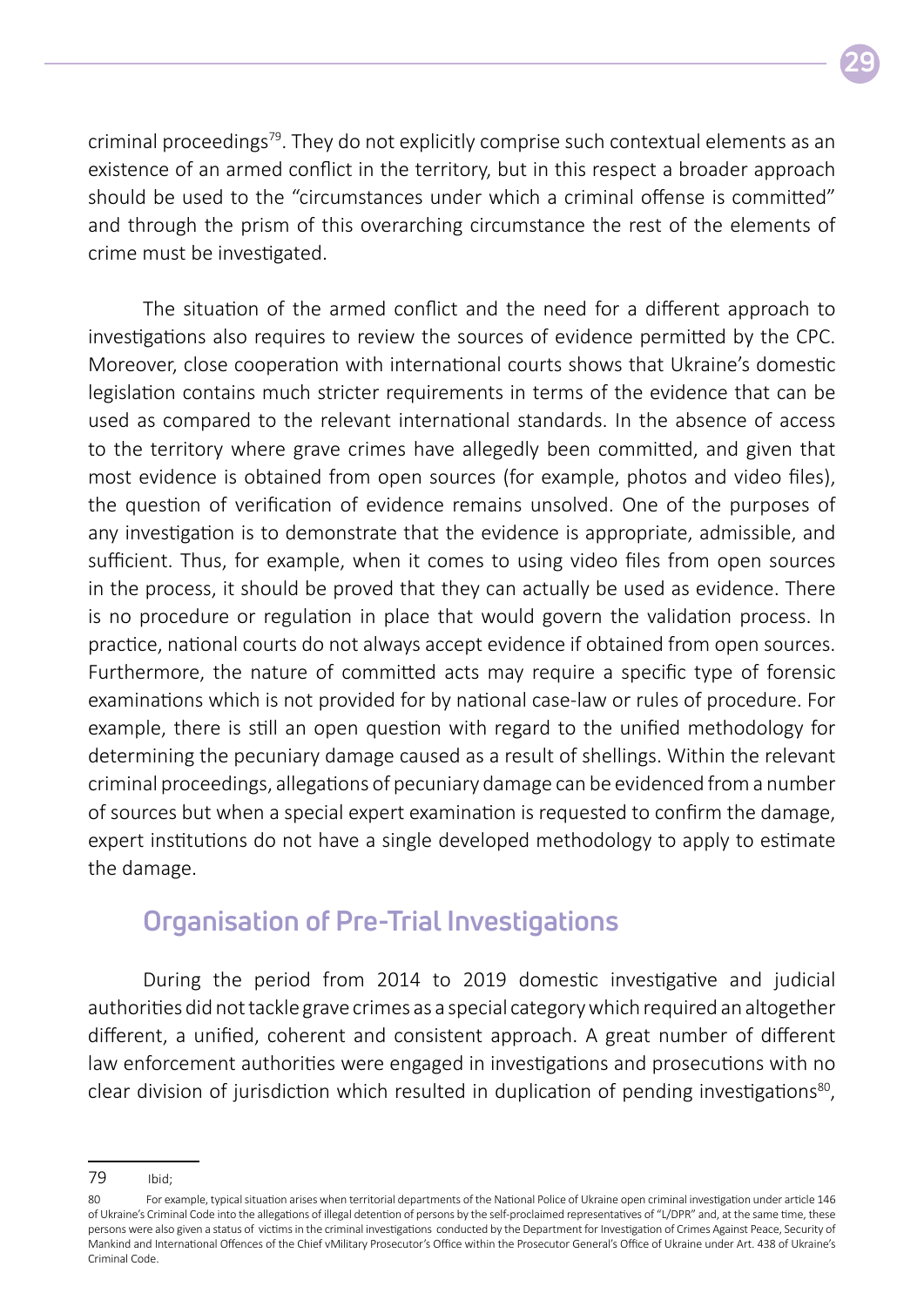criminal proceedings[79]. They do not explicitly comprise such contextual elements as an existence of an armed conflict in the territory, but in this respect a broader approach should be used to the "circumstances under which a criminal offense is committed" and through the prism of this overarching circumstance the rest of the elements of crime must be investigated.

The situation of the armed conflict and the need for a different approach to investigations also requires to review the sources of evidence permitted by the CPC. Moreover, close cooperation with international courts shows that Ukraine's domestic legislation contains much stricter requirements in terms of the evidence that can be used as compared to the relevant international standards. In the absence of access to the territory where grave crimes have allegedly been committed, and given that most evidence is obtained from open sources (for example, photos and video files), the question of verification of evidence remains unsolved. One of the purposes of any investigation is to demonstrate that the evidence is appropriate, admissible, and sufficient. Thus, for example, when it comes to using video files from open sources in the process, it should be proved that they can actually be used as evidence. There is no procedure or regulation in place that would govern the validation process. In practice, national courts do not always accept evidence if obtained from open sources. Furthermore, the nature of committed acts may require a specific type of forensic examinations which is not provided for by national case-law or rules of procedure. For example, there is still an open question with regard to the unified methodology for determining the pecuniary damage caused as a result of shellings. Within the relevant criminal proceedings, allegations of pecuniary damage can be evidenced from a number of sources but when a special expert examination is requested to confirm the damage, expert institutions do not have a single developed methodology to apply to estimate the damage.

## Organisation of Pre-Trial Investigations

During the period from 2014 to 2019 domestic investigative and judicial authorities did not tackle grave crimes as a special category which required an altogether different, a unified, coherent and consistent approach. A great number of different law enforcement authorities were engaged in investigations and prosecutions with no clear division of jurisdiction which resulted in duplication of pending investigations[80],

---

[79] Ibid;

[80] For example, typical situation arises when territorial departments of the National Police of Ukraine open criminal investigation under article 146 of Ukraine's Criminal Code into the allegations of illegal detention of persons by the self-proclaimed representatives of "L/DPR" and, at the same time, these persons were also given a status of victims in the criminal investigations conducted by the Department for Investigation of Crimes Against Peace, Security of Mankind and International Offences of the Chief vMilitary Prosecutor's Office within the Prosecutor General's Office of Ukraine under Art. 438 of Ukraine's Criminal Code.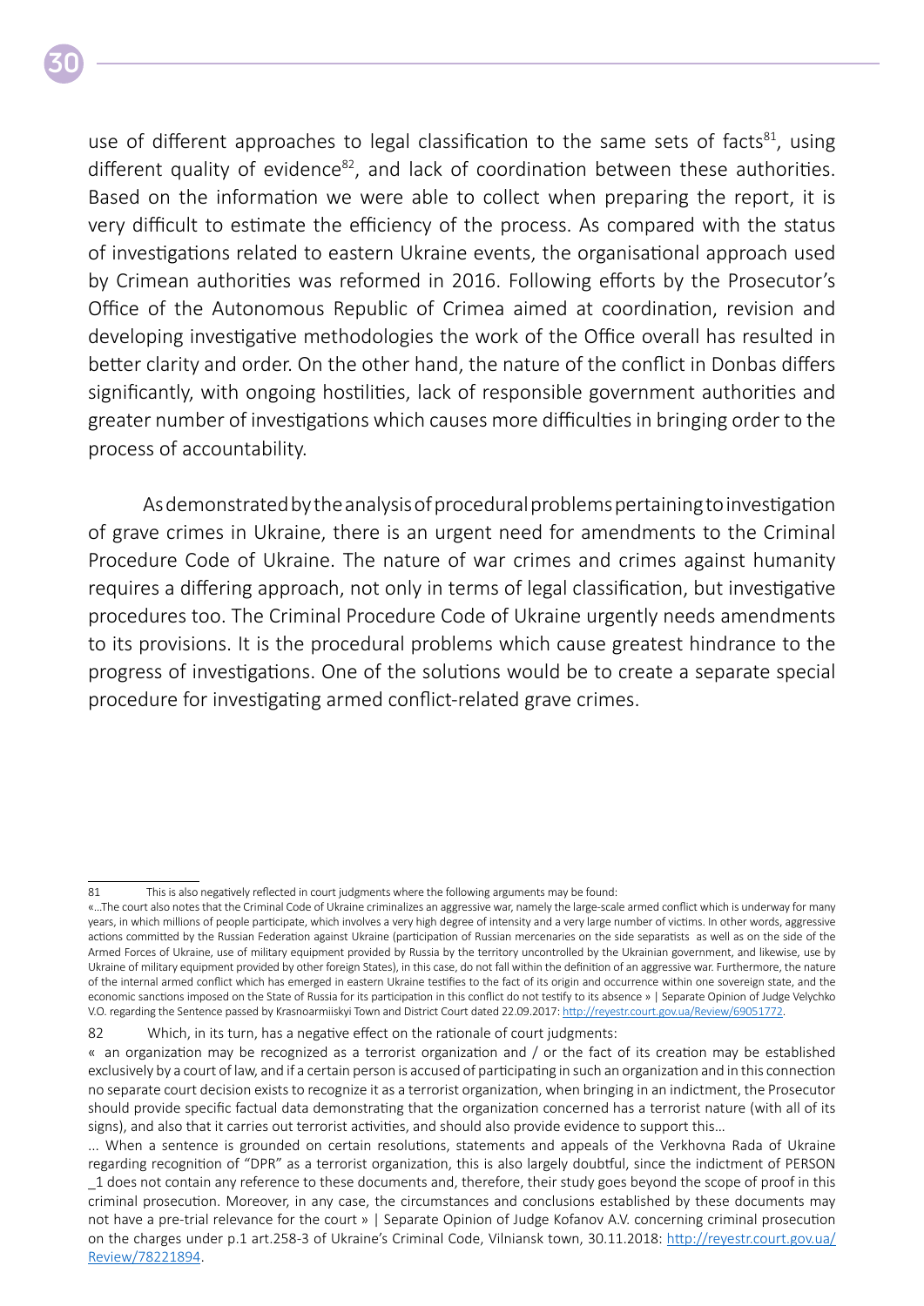use of different approaches to legal classification to the same sets of facts[81], using different quality of evidence[82], and lack of coordination between these authorities. Based on the information we were able to collect when preparing the report, it is very difficult to estimate the efficiency of the process. As compared with the status of investigations related to eastern Ukraine events, the organisational approach used by Crimean authorities was reformed in 2016. Following efforts by the Prosecutor's Office of the Autonomous Republic of Crimea aimed at coordination, revision and developing investigative methodologies the work of the Office overall has resulted in better clarity and order. On the other hand, the nature of the conflict in Donbas differs significantly, with ongoing hostilities, lack of responsible government authorities and greater number of investigations which causes more difficulties in bringing order to the process of accountability.

As demonstrated by the analysis of procedural problems pertaining to investigation of grave crimes in Ukraine, there is an urgent need for amendments to the Criminal Procedure Code of Ukraine. The nature of war crimes and crimes against humanity requires a differing approach, not only in terms of legal classification, but investigative procedures too. The Criminal Procedure Code of Ukraine urgently needs amendments to its provisions. It is the procedural problems which cause greatest hindrance to the progress of investigations. One of the solutions would be to create a separate special procedure for investigating armed conflict-related grave crimes.

---

81 This is also negatively reflected in court judgments where the following arguments may be found:

«…The court also notes that the Criminal Code of Ukraine criminalizes an aggressive war, namely the large-scale armed conflict which is underway for many years, in which millions of people participate, which involves a very high degree of intensity and a very large number of victims. In other words, aggressive actions committed by the Russian Federation against Ukraine (participation of Russian mercenaries on the side separatists as well as on the side of the Armed Forces of Ukraine, use of military equipment provided by Russia by the territory uncontrolled by the Ukrainian government, and likewise, use by Ukraine of military equipment provided by other foreign States), in this case, do not fall within the definition of an aggressive war. Furthermore, the nature of the internal armed conflict which has emerged in eastern Ukraine testifies to the fact of its origin and occurrence within one sovereign state, and the economic sanctions imposed on the State of Russia for its participation in this conflict do not testify to its absence » | Separate Opinion of Judge Velychko V.O. regarding the Sentence passed by Krasnoarmiiskyi Town and District Court dated 22.09.2017: http://reyestr.court.gov.ua/Review/69051772.

82 Which, in its turn, has a negative effect on the rationale of court judgments:

« an organization may be recognized as a terrorist organization and / or the fact of its creation may be established exclusively by a court of law, and if a certain person is accused of participating in such an organization and in this connection no separate court decision exists to recognize it as a terrorist organization, when bringing in an indictment, the Prosecutor should provide specific factual data demonstrating that the organization concerned has a terrorist nature (with all of its signs), and also that it carries out terrorist activities, and should also provide evidence to support this…

... When a sentence is grounded on certain resolutions, statements and appeals of the Verkhovna Rada of Ukraine regarding recognition of "DPR" as a terrorist organization, this is also largely doubtful, since the indictment of PERSON _1 does not contain any reference to these documents and, therefore, their study goes beyond the scope of proof in this criminal prosecution. Moreover, in any case, the circumstances and conclusions established by these documents may not have a pre-trial relevance for the court » | Separate Opinion of Judge Kofanov A.V. concerning criminal prosecution on the charges under p.1 art.258-3 of Ukraine's Criminal Code, Vilniansk town, 30.11.2018: http://reyestr.court.gov.ua/Review/78221894.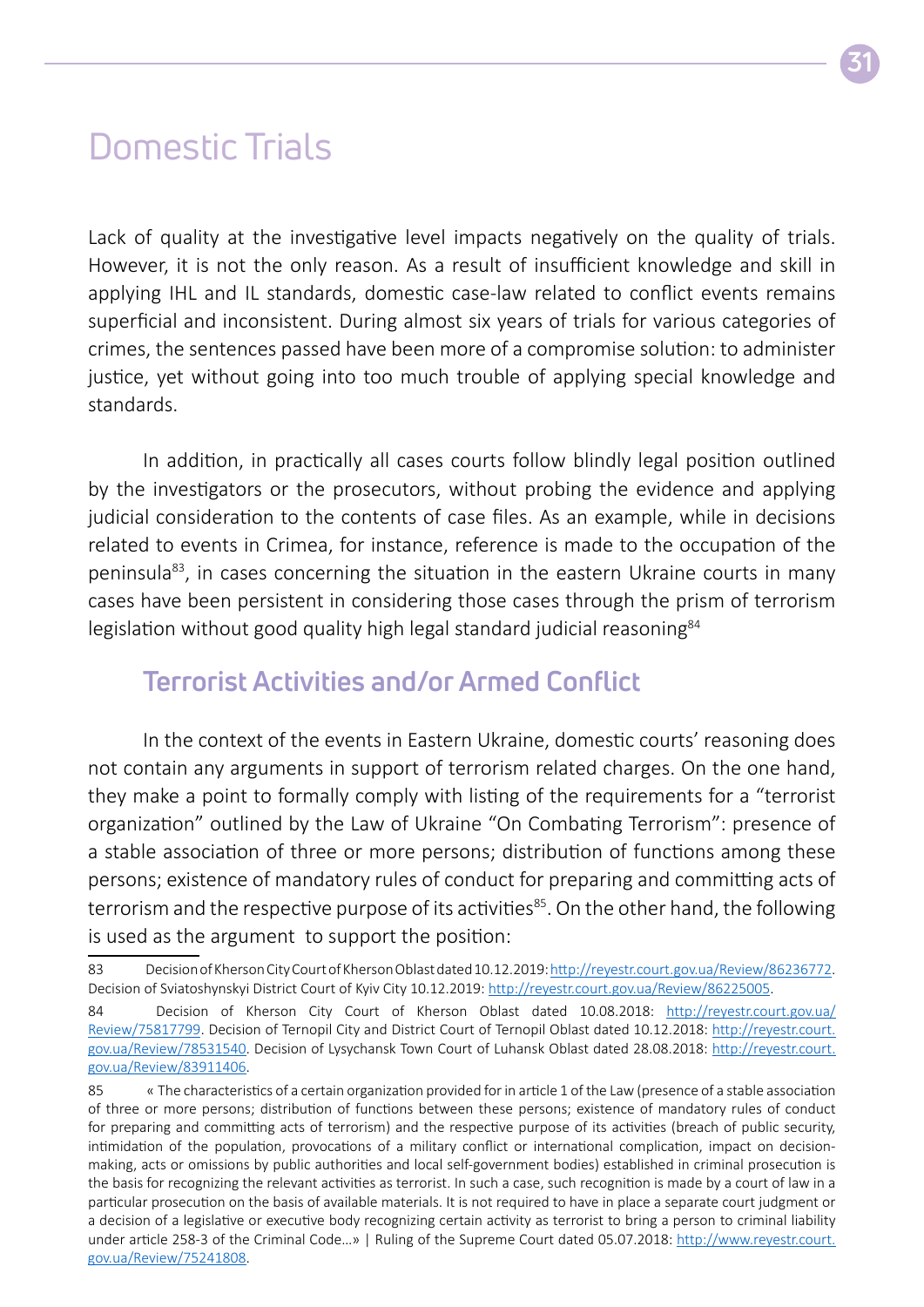# Domestic Trials

Lack of quality at the investigative level impacts negatively on the quality of trials. However, it is not the only reason. As a result of insufficient knowledge and skill in applying IHL and IL standards, domestic case-law related to conflict events remains superficial and inconsistent. During almost six years of trials for various categories of crimes, the sentences passed have been more of a compromise solution: to administer justice, yet without going into too much trouble of applying special knowledge and standards.

In addition, in practically all cases courts follow blindly legal position outlined by the investigators or the prosecutors, without probing the evidence and applying judicial consideration to the contents of case files. As an example, while in decisions related to events in Crimea, for instance, reference is made to the occupation of the peninsula[83], in cases concerning the situation in the eastern Ukraine courts in many cases have been persistent in considering those cases through the prism of terrorism legislation without good quality high legal standard judicial reasoning[84]

## Terrorist Activities and/or Armed Conflict

In the context of the events in Eastern Ukraine, domestic courts' reasoning does not contain any arguments in support of terrorism related charges. On the one hand, they make a point to formally comply with listing of the requirements for a "terrorist organization" outlined by the Law of Ukraine "On Combating Terrorism": presence of a stable association of three or more persons; distribution of functions among these persons; existence of mandatory rules of conduct for preparing and committing acts of terrorism and the respective purpose of its activities[85]. On the other hand, the following is used as the argument to support the position:

---

83 Decision of Kherson City Court of Kherson Oblast dated 10.12.2019: http://reyestr.court.gov.ua/Review/86236772. Decision of Sviatoshynskyi District Court of Kyiv City 10.12.2019: http://reyestr.court.gov.ua/Review/86225005.

84 Decision of Kherson City Court of Kherson Oblast dated 10.08.2018: http://reyestr.court.gov.ua/Review/75817799. Decision of Ternopil City and District Court of Ternopil Oblast dated 10.12.2018: http://reyestr.court.gov.ua/Review/78531540. Decision of Lysychansk Town Court of Luhansk Oblast dated 28.08.2018: http://reyestr.court.gov.ua/Review/83911406.

85 « The characteristics of a certain organization provided for in article 1 of the Law (presence of a stable association of three or more persons; distribution of functions between these persons; existence of mandatory rules of conduct for preparing and committing acts of terrorism) and the respective purpose of its activities (breach of public security, intimidation of the population, provocations of a military conflict or international complication, impact on decision-making, acts or omissions by public authorities and local self-government bodies) established in criminal prosecution is the basis for recognizing the relevant activities as terrorist. In such a case, such recognition is made by a court of law in a particular prosecution on the basis of available materials. It is not required to have in place a separate court judgment or a decision of a legislative or executive body recognizing certain activity as terrorist to bring a person to criminal liability under article 258-3 of the Criminal Code...» | Ruling of the Supreme Court dated 05.07.2018: http://www.reyestr.court.gov.ua/Review/75241808.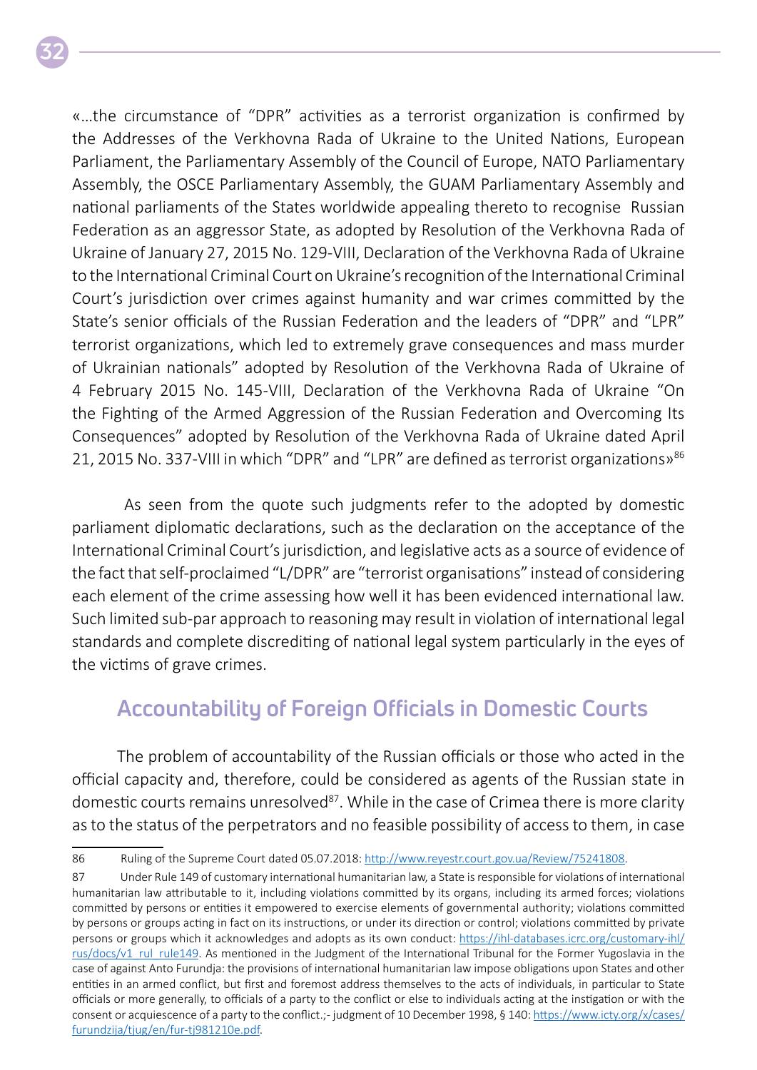«…the circumstance of "DPR" activities as a terrorist organization is confirmed by the Addresses of the Verkhovna Rada of Ukraine to the United Nations, European Parliament, the Parliamentary Assembly of the Council of Europe, NATO Parliamentary Assembly, the OSCE Parliamentary Assembly, the GUAM Parliamentary Assembly and national parliaments of the States worldwide appealing thereto to recognise Russian Federation as an aggressor State, as adopted by Resolution of the Verkhovna Rada of Ukraine of January 27, 2015 No. 129-VIII, Declaration of the Verkhovna Rada of Ukraine to the International Criminal Court on Ukraine's recognition of the International Criminal Court's jurisdiction over crimes against humanity and war crimes committed by the State's senior officials of the Russian Federation and the leaders of "DPR" and "LPR" terrorist organizations, which led to extremely grave consequences and mass murder of Ukrainian nationals" adopted by Resolution of the Verkhovna Rada of Ukraine of 4 February 2015 No. 145-VIII, Declaration of the Verkhovna Rada of Ukraine "On the Fighting of the Armed Aggression of the Russian Federation and Overcoming Its Consequences" adopted by Resolution of the Verkhovna Rada of Ukraine dated April 21, 2015 No. 337-VIII in which "DPR" and "LPR" are defined as terrorist organizations»[86]

As seen from the quote such judgments refer to the adopted by domestic parliament diplomatic declarations, such as the declaration on the acceptance of the International Criminal Court's jurisdiction, and legislative acts as a source of evidence of the fact that self-proclaimed "L/DPR" are "terrorist organisations" instead of considering each element of the crime assessing how well it has been evidenced international law. Such limited sub-par approach to reasoning may result in violation of international legal standards and complete discrediting of national legal system particularly in the eyes of the victims of grave crimes.

## Accountability of Foreign Officials in Domestic Courts

The problem of accountability of the Russian officials or those who acted in the official capacity and, therefore, could be considered as agents of the Russian state in domestic courts remains unresolved[87]. While in the case of Crimea there is more clarity as to the status of the perpetrators and no feasible possibility of access to them, in case

---

86 Ruling of the Supreme Court dated 05.07.2018: http://www.reyestr.court.gov.ua/Review/75241808.

87 Under Rule 149 of customary international humanitarian law, a State is responsible for violations of international humanitarian law attributable to it, including violations committed by its organs, including its armed forces; violations committed by persons or entities it empowered to exercise elements of governmental authority; violations committed by persons or groups acting in fact on its instructions, or under its direction or control; violations committed by private persons or groups which it acknowledges and adopts as its own conduct: https://ihl-databases.icrc.org/customary-ihl/rus/docs/v1_rul_rule149. As mentioned in the Judgment of the International Tribunal for the Former Yugoslavia in the case of against Anto Furundja: the provisions of international humanitarian law impose obligations upon States and other entities in an armed conflict, but first and foremost address themselves to the acts of individuals, in particular to State officials or more generally, to officials of a party to the conflict or else to individuals acting at the instigation or with the consent or acquiescence of a party to the conflict.;- judgment of 10 December 1998, § 140: https://www.icty.org/x/cases/furundzija/tjug/en/fur-tj981210e.pdf.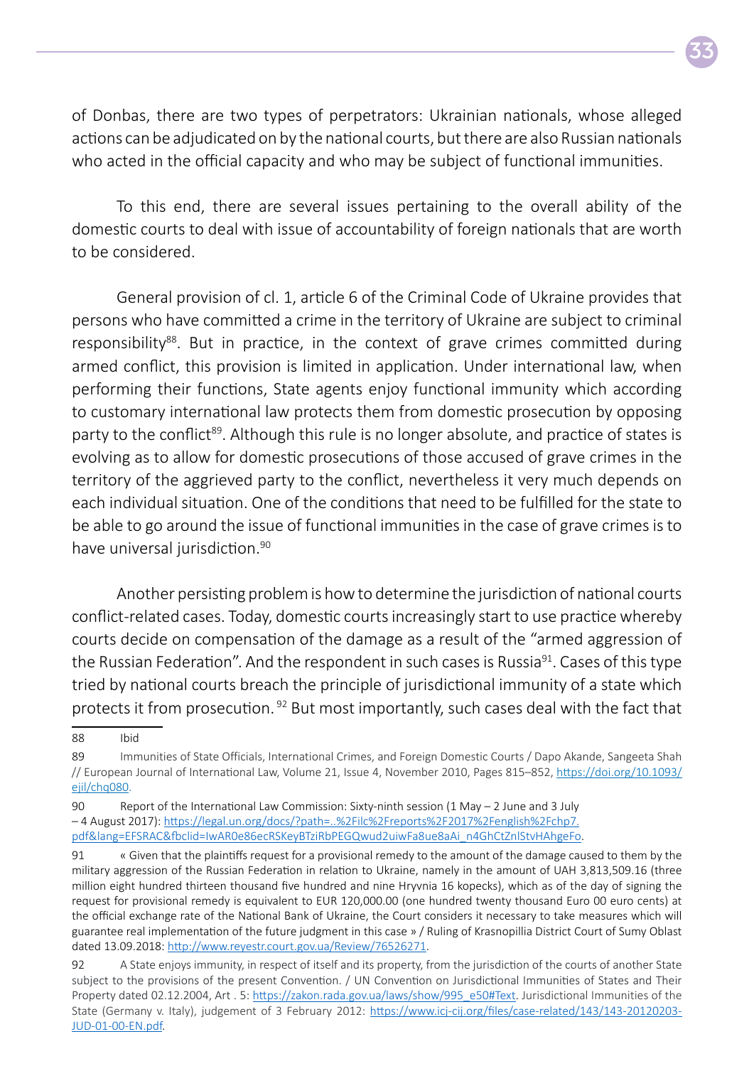of Donbas, there are two types of perpetrators: Ukrainian nationals, whose alleged actions can be adjudicated on by the national courts, but there are also Russian nationals who acted in the official capacity and who may be subject of functional immunities.

To this end, there are several issues pertaining to the overall ability of the domestic courts to deal with issue of accountability of foreign nationals that are worth to be considered.

General provision of cl. 1, article 6 of the Criminal Code of Ukraine provides that persons who have committed a crime in the territory of Ukraine are subject to criminal responsibility[88]. But in practice, in the context of grave crimes committed during armed conflict, this provision is limited in application. Under international law, when performing their functions, State agents enjoy functional immunity which according to customary international law protects them from domestic prosecution by opposing party to the conflict[89]. Although this rule is no longer absolute, and practice of states is evolving as to allow for domestic prosecutions of those accused of grave crimes in the territory of the aggrieved party to the conflict, nevertheless it very much depends on each individual situation. One of the conditions that need to be fulfilled for the state to be able to go around the issue of functional immunities in the case of grave crimes is to have universal jurisdiction.[90]

Another persisting problem is how to determine the jurisdiction of national courts conflict-related cases. Today, domestic courts increasingly start to use practice whereby courts decide on compensation of the damage as a result of the "armed aggression of the Russian Federation". And the respondent in such cases is Russia[91]. Cases of this type tried by national courts breach the principle of jurisdictional immunity of a state which protects it from prosecution. [92] But most importantly, such cases deal with the fact that

---

88 Ibid

89 Immunities of State Officials, International Crimes, and Foreign Domestic Courts / Dapo Akande, Sangeeta Shah // European Journal of International Law, Volume 21, Issue 4, November 2010, Pages 815–852, https://doi.org/10.1093/ejil/chq080.

90 Report of the International Law Commission: Sixty-ninth session (1 May – 2 June and 3 July – 4 August 2017): https://legal.un.org/docs/?path=..%2Filc%2Freports%2F2017%2Fenglish%2Fchp7.pdf&lang=EFSRAC&fbclid=IwAR0e86ecRSKeyBTziRbPEGQwud2uiwFa8ue8aAi_n4GhCtZnlStvHAhgeFo.

91 « Given that the plaintiffs request for a provisional remedy to the amount of the damage caused to them by the military aggression of the Russian Federation in relation to Ukraine, namely in the amount of UAH 3,813,509.16 (three million eight hundred thirteen thousand five hundred and nine Hryvnia 16 kopecks), which as of the day of signing the request for provisional remedy is equivalent to EUR 120,000.00 (one hundred twenty thousand Euro 00 euro cents) at the official exchange rate of the National Bank of Ukraine, the Court considers it necessary to take measures which will guarantee real implementation of the future judgment in this case » / Ruling of Krasnopillia District Court of Sumy Oblast dated 13.09.2018: http://www.reyestr.court.gov.ua/Review/76526271.

92 A State enjoys immunity, in respect of itself and its property, from the jurisdiction of the courts of another State subject to the provisions of the present Convention. / UN Convention on Jurisdictional Immunities of States and Their Property dated 02.12.2004, Art . 5: https://zakon.rada.gov.ua/laws/show/995_e50#Text. Jurisdictional Immunities of the State (Germany v. Italy), judgement of 3 February 2012: https://www.icj-cij.org/files/case-related/143/143-20120203-JUD-01-00-EN.pdf.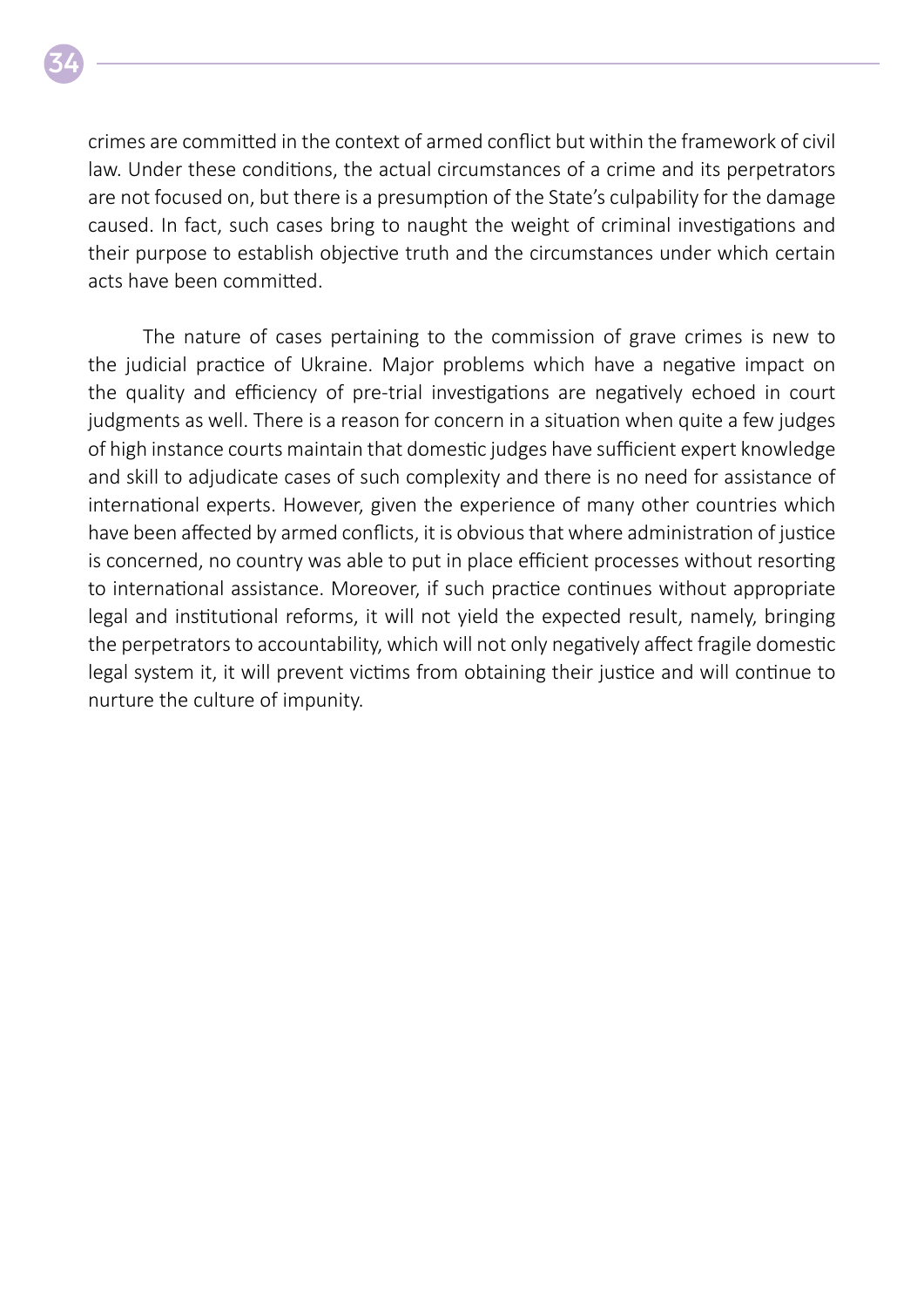crimes are committed in the context of armed conflict but within the framework of civil law. Under these conditions, the actual circumstances of a crime and its perpetrators are not focused on, but there is a presumption of the State's culpability for the damage caused. In fact, such cases bring to naught the weight of criminal investigations and their purpose to establish objective truth and the circumstances under which certain acts have been committed.

The nature of cases pertaining to the commission of grave crimes is new to the judicial practice of Ukraine. Major problems which have a negative impact on the quality and efficiency of pre-trial investigations are negatively echoed in court judgments as well. There is a reason for concern in a situation when quite a few judges of high instance courts maintain that domestic judges have sufficient expert knowledge and skill to adjudicate cases of such complexity and there is no need for assistance of international experts. However, given the experience of many other countries which have been affected by armed conflicts, it is obvious that where administration of justice is concerned, no country was able to put in place efficient processes without resorting to international assistance. Moreover, if such practice continues without appropriate legal and institutional reforms, it will not yield the expected result, namely, bringing the perpetrators to accountability, which will not only negatively affect fragile domestic legal system it, it will prevent victims from obtaining their justice and will continue to nurture the culture of impunity.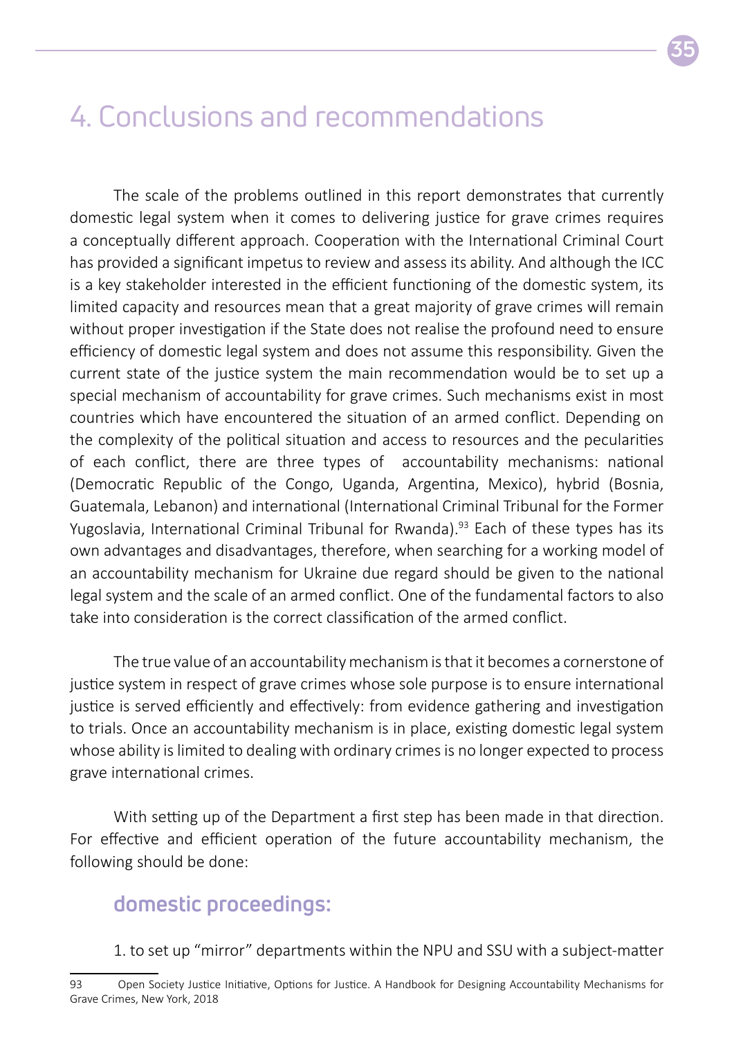# 4. Conclusions and recommendations

The scale of the problems outlined in this report demonstrates that currently domestic legal system when it comes to delivering justice for grave crimes requires a conceptually different approach. Cooperation with the International Criminal Court has provided a significant impetus to review and assess its ability. And although the ICC is a key stakeholder interested in the efficient functioning of the domestic system, its limited capacity and resources mean that a great majority of grave crimes will remain without proper investigation if the State does not realise the profound need to ensure efficiency of domestic legal system and does not assume this responsibility. Given the current state of the justice system the main recommendation would be to set up a special mechanism of accountability for grave crimes. Such mechanisms exist in most countries which have encountered the situation of an armed conflict. Depending on the complexity of the political situation and access to resources and the pecularities of each conflict, there are three types of accountability mechanisms: national (Democratic Republic of the Congo, Uganda, Argentina, Mexico), hybrid (Bosnia, Guatemala, Lebanon) and international (International Criminal Tribunal for the Former Yugoslavia, International Criminal Tribunal for Rwanda).[93] Each of these types has its own advantages and disadvantages, therefore, when searching for a working model of an accountability mechanism for Ukraine due regard should be given to the national legal system and the scale of an armed conflict. One of the fundamental factors to also take into consideration is the correct classification of the armed conflict.

The true value of an accountability mechanism is that it becomes a cornerstone of justice system in respect of grave crimes whose sole purpose is to ensure international justice is served efficiently and effectively: from evidence gathering and investigation to trials. Once an accountability mechanism is in place, existing domestic legal system whose ability is limited to dealing with ordinary crimes is no longer expected to process grave international crimes.

With setting up of the Department a first step has been made in that direction. For effective and efficient operation of the future accountability mechanism, the following should be done:

## domestic proceedings:

1. to set up "mirror" departments within the NPU and SSU with a subject-matter

---

93 Open Society Justice Initiative, Options for Justice. A Handbook for Designing Accountability Mechanisms for Grave Crimes, New York, 2018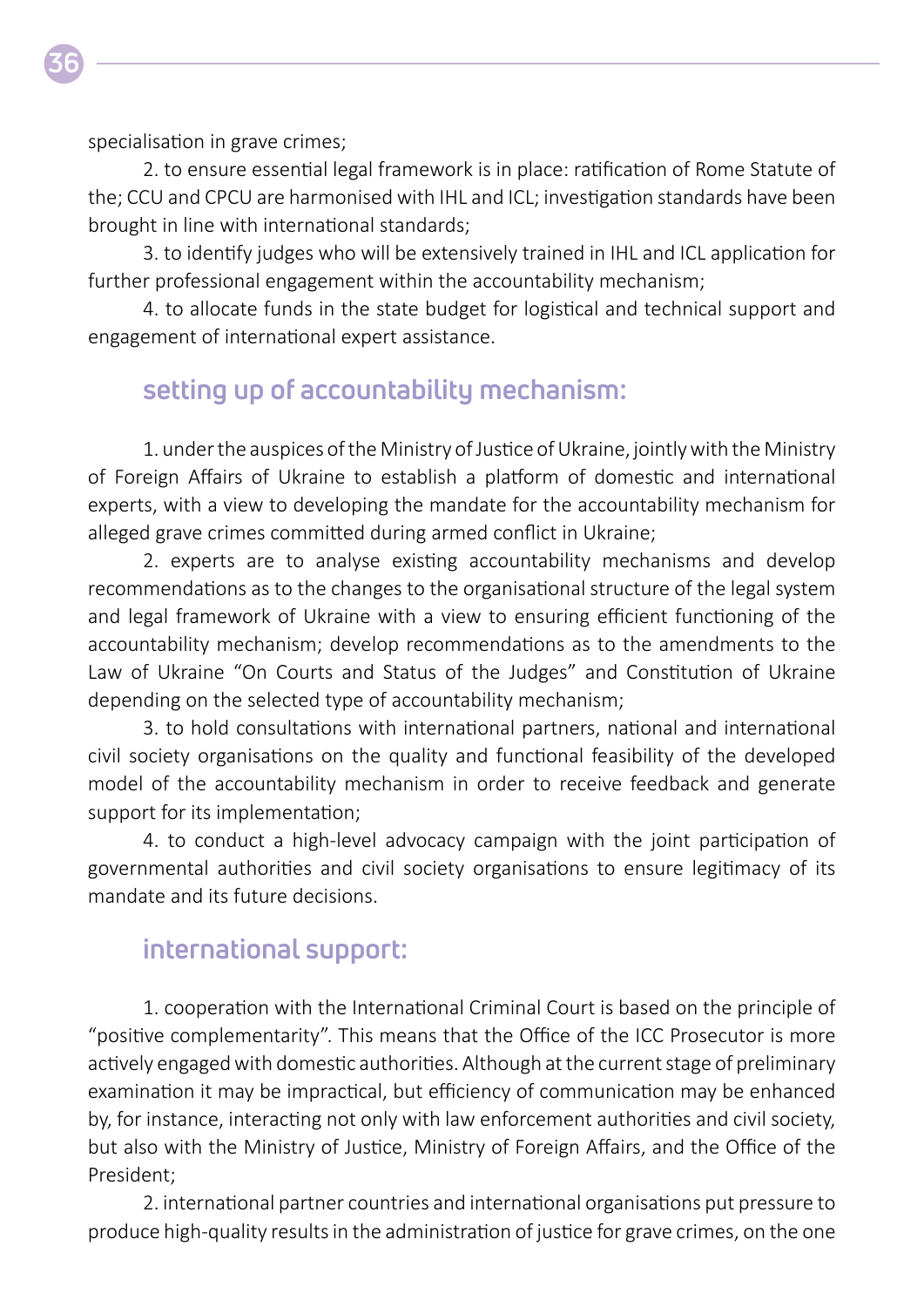specialisation in grave crimes;

2. to ensure essential legal framework is in place: ratification of Rome Statute of the; CCU and CPCU are harmonised with IHL and ICL; investigation standards have been brought in line with international standards;

3. to identify judges who will be extensively trained in IHL and ICL application for further professional engagement within the accountability mechanism;

4. to allocate funds in the state budget for logistical and technical support and engagement of international expert assistance.

## setting up of accountability mechanism:

1. under the auspices of the Ministry of Justice of Ukraine, jointly with the Ministry of Foreign Affairs of Ukraine to establish a platform of domestic and international experts, with a view to developing the mandate for the accountability mechanism for alleged grave crimes committed during armed conflict in Ukraine;

2. experts are to analyse existing accountability mechanisms and develop recommendations as to the changes to the organisational structure of the legal system and legal framework of Ukraine with a view to ensuring efficient functioning of the accountability mechanism; develop recommendations as to the amendments to the Law of Ukraine "On Courts and Status of the Judges" and Constitution of Ukraine depending on the selected type of accountability mechanism;

3. to hold consultations with international partners, national and international civil society organisations on the quality and functional feasibility of the developed model of the accountability mechanism in order to receive feedback and generate support for its implementation;

4. to conduct a high-level advocacy campaign with the joint participation of governmental authorities and civil society organisations to ensure legitimacy of its mandate and its future decisions.

## international support:

1. cooperation with the International Criminal Court is based on the principle of "positive complementarity". This means that the Office of the ICC Prosecutor is more actively engaged with domestic authorities. Although at the current stage of preliminary examination it may be impractical, but efficiency of communication may be enhanced by, for instance, interacting not only with law enforcement authorities and civil society, but also with the Ministry of Justice, Ministry of Foreign Affairs, and the Office of the President;

2. international partner countries and international organisations put pressure to produce high-quality results in the administration of justice for grave crimes, on the one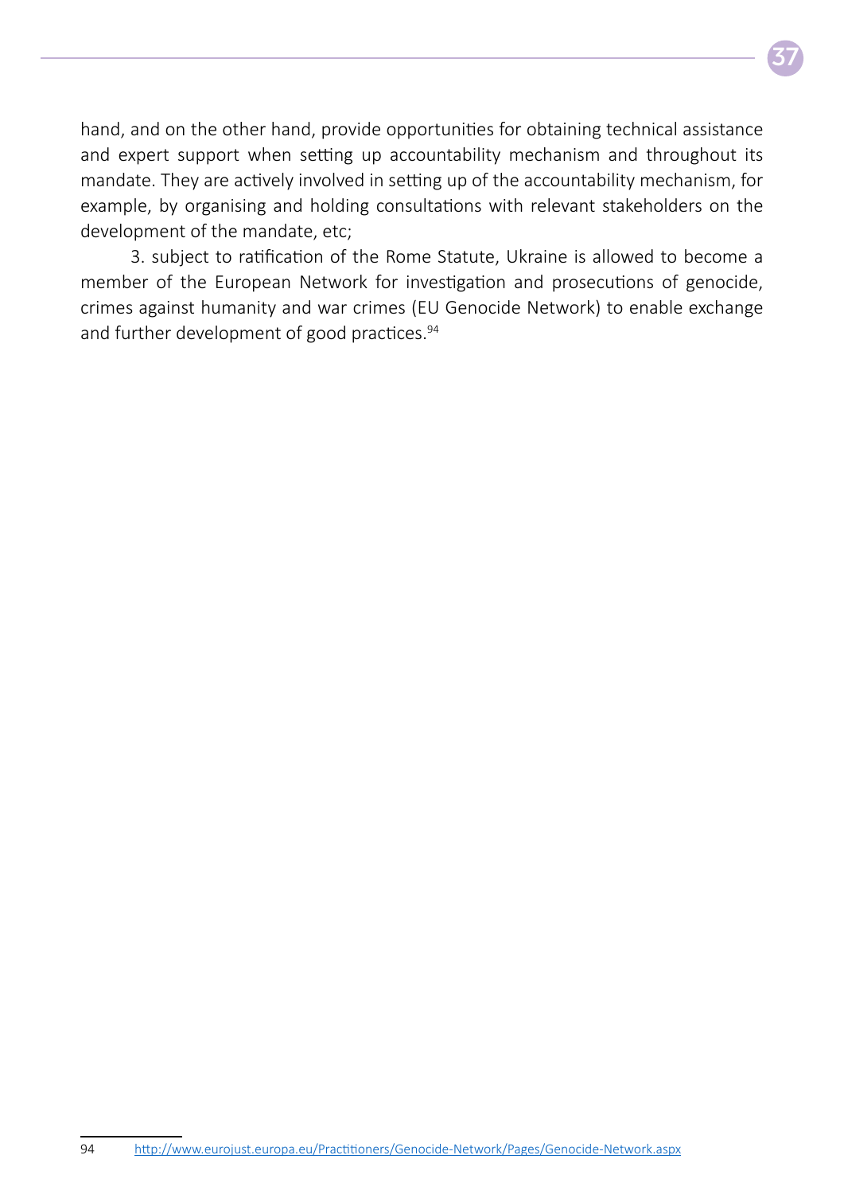hand, and on the other hand, provide opportunities for obtaining technical assistance and expert support when setting up accountability mechanism and throughout its mandate. They are actively involved in setting up of the accountability mechanism, for example, by organising and holding consultations with relevant stakeholders on the development of the mandate, etc;

3. subject to ratification of the Rome Statute, Ukraine is allowed to become a member of the European Network for investigation and prosecutions of genocide, crimes against humanity and war crimes (EU Genocide Network) to enable exchange and further development of good practices.[94]

---

94 http://www.eurojust.europa.eu/Practitioners/Genocide-Network/Pages/Genocide-Network.aspx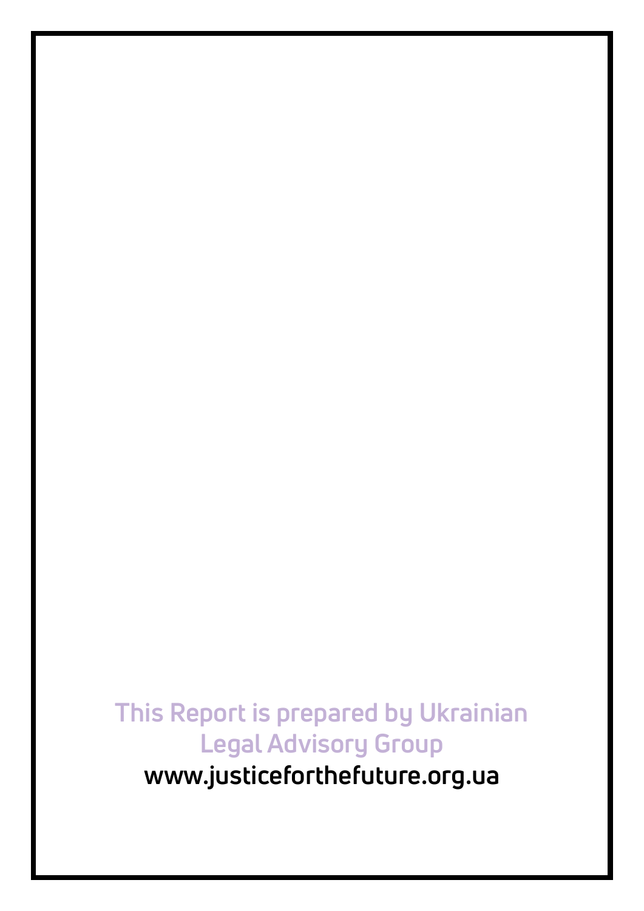This Report is prepared by Ukrainian Legal Advisory Group

www.justiceforthefuture.org.ua